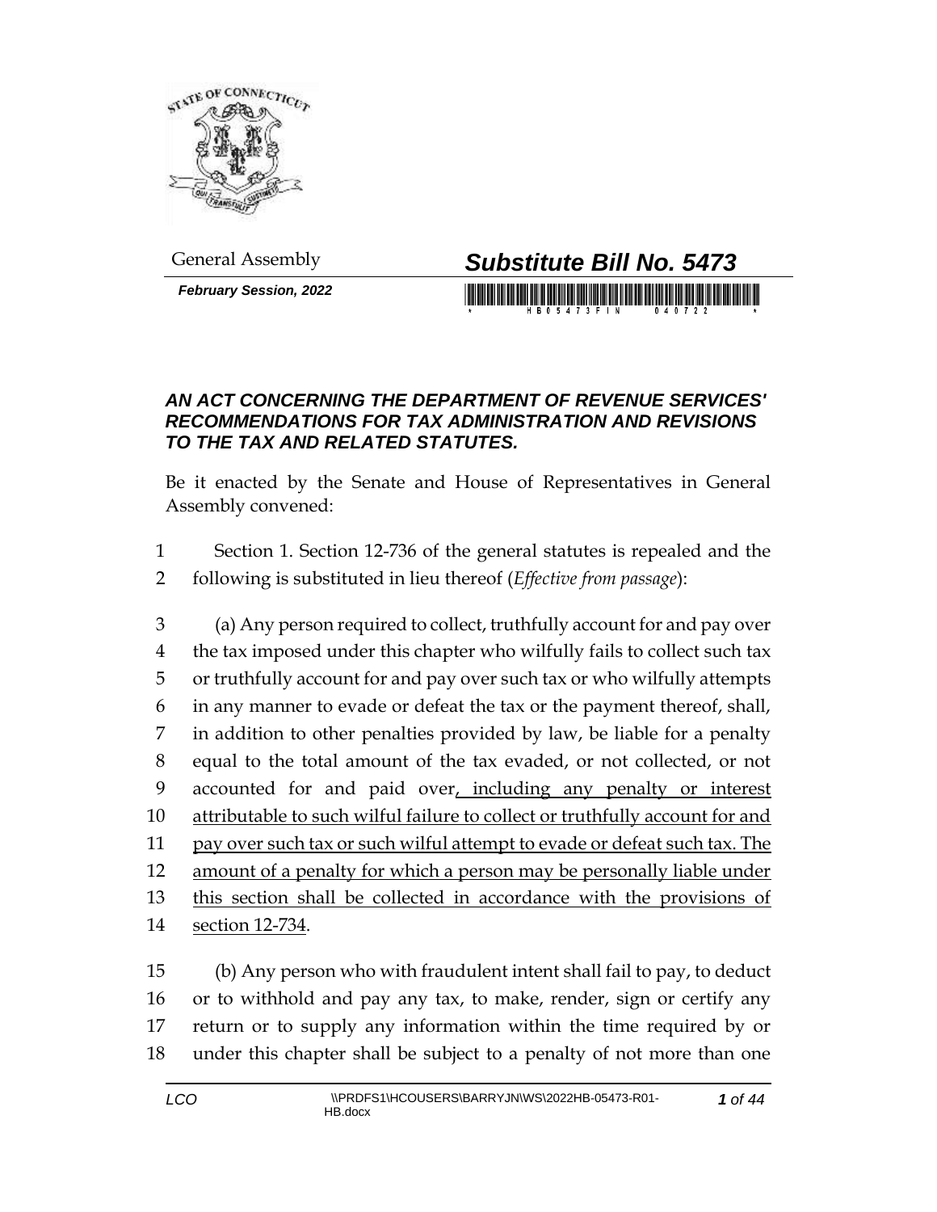General Assembly

**Substitute Bill No. 5473**

***February Session, 2022***

## *AN ACT CONCERNING THE DEPARTMENT OF REVENUE SERVICES' RECOMMENDATIONS FOR TAX ADMINISTRATION AND REVISIONS TO THE TAX AND RELATED STATUTES.*

Be it enacted by the Senate and House of Representatives in General Assembly convened:

1 Section 1. Section 12-736 of the general statutes is repealed and the
2 following is substituted in lieu thereof (*Effective from passage*):

3 (a) Any person required to collect, truthfully account for and pay over
4 the tax imposed under this chapter who wilfully fails to collect such tax
5 or truthfully account for and pay over such tax or who wilfully attempts
6 in any manner to evade or defeat the tax or the payment thereof, shall,
7 in addition to other penalties provided by law, be liable for a penalty
8 equal to the total amount of the tax evaded, or not collected, or not
9 accounted for and paid over, including any penalty or interest
10 attributable to such wilful failure to collect or truthfully account for and
11 pay over such tax or such wilful attempt to evade or defeat such tax. The
12 amount of a penalty for which a person may be personally liable under
13 this section shall be collected in accordance with the provisions of
14 section 12-734.

15 (b) Any person who with fraudulent intent shall fail to pay, to deduct
16 or to withhold and pay any tax, to make, render, sign or certify any
17 return or to supply any information within the time required by or
18 under this chapter shall be subject to a penalty of not more than one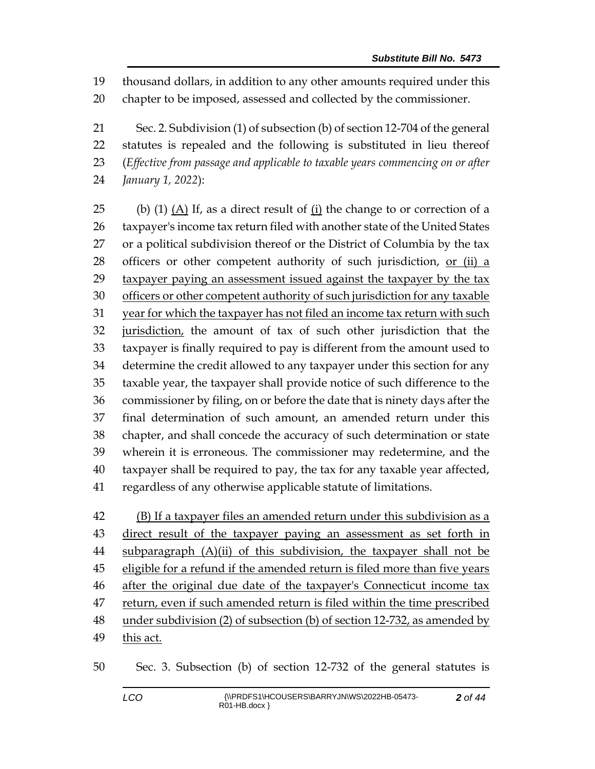thousand dollars, in addition to any other amounts required under this chapter to be imposed, assessed and collected by the commissioner.

Sec. 2. Subdivision (1) of subsection (b) of section 12-704 of the general statutes is repealed and the following is substituted in lieu thereof (*Effective from passage and applicable to taxable years commencing on or after January 1, 2022*):

(b) (1) <u>(A)</u> If, as a direct result of <u>(i)</u> the change to or correction of a taxpayer's income tax return filed with another state of the United States or a political subdivision thereof or the District of Columbia by the tax officers or other competent authority of such jurisdiction, <u>or (ii) a taxpayer paying an assessment issued against the taxpayer by the tax officers or other competent authority of such jurisdiction for any taxable year for which the taxpayer has not filed an income tax return with such jurisdiction,</u> the amount of tax of such other jurisdiction that the taxpayer is finally required to pay is different from the amount used to determine the credit allowed to any taxpayer under this section for any taxable year, the taxpayer shall provide notice of such difference to the commissioner by filing, on or before the date that is ninety days after the final determination of such amount, an amended return under this chapter, and shall concede the accuracy of such determination or state wherein it is erroneous. The commissioner may redetermine, and the taxpayer shall be required to pay, the tax for any taxable year affected, regardless of any otherwise applicable statute of limitations.

<u>(B) If a taxpayer files an amended return under this subdivision as a direct result of the taxpayer paying an assessment as set forth in subparagraph (A)(ii) of this subdivision, the taxpayer shall not be eligible for a refund if the amended return is filed more than five years after the original due date of the taxpayer's Connecticut income tax return, even if such amended return is filed within the time prescribed under subdivision (2) of subsection (b) of section 12-732, as amended by this act.</u>

Sec. 3. Subsection (b) of section 12-732 of the general statutes is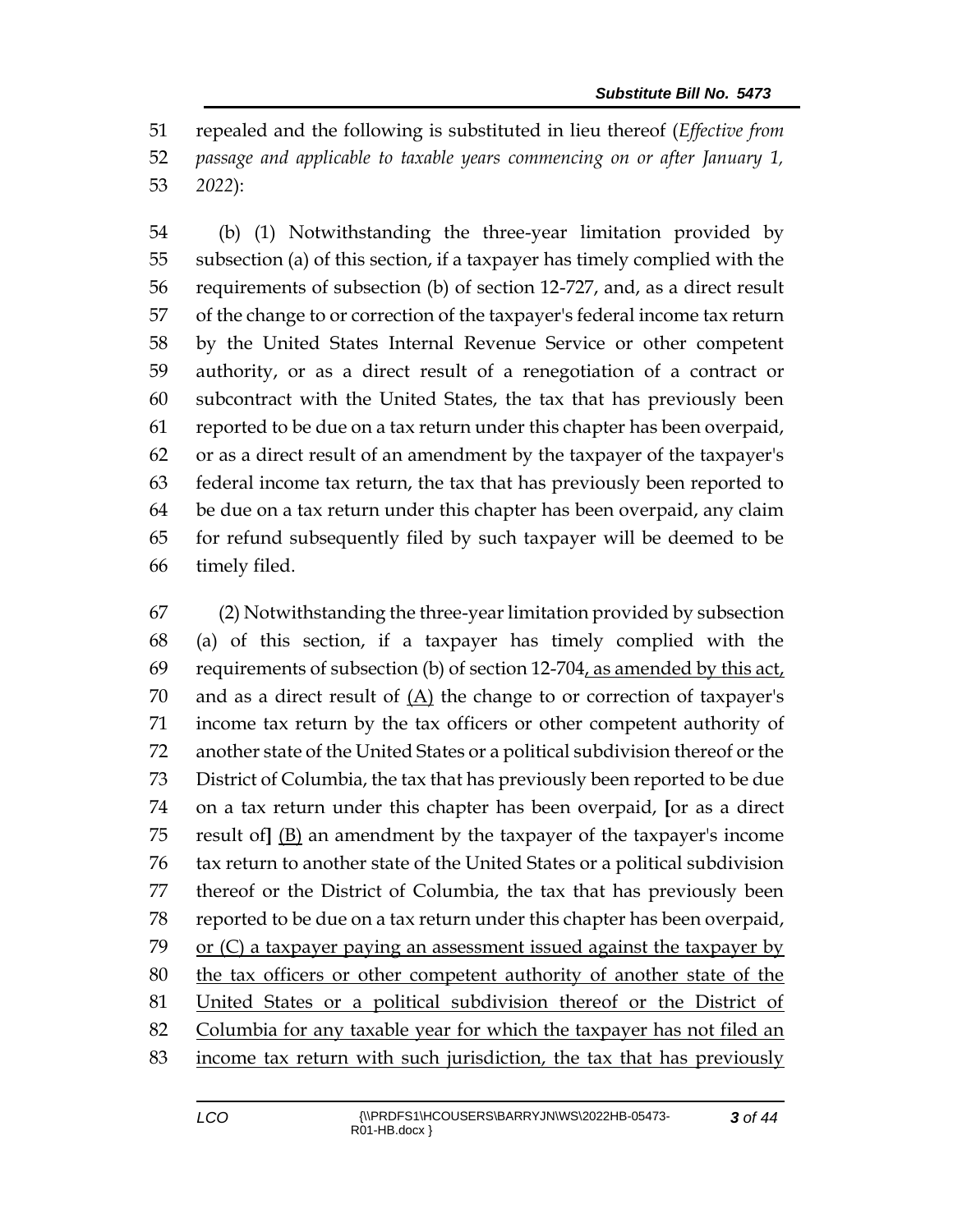repealed and the following is substituted in lieu thereof (*Effective from passage and applicable to taxable years commencing on or after January 1, 2022*):

(b) (1) Notwithstanding the three-year limitation provided by subsection (a) of this section, if a taxpayer has timely complied with the requirements of subsection (b) of section 12-727, and, as a direct result of the change to or correction of the taxpayer's federal income tax return by the United States Internal Revenue Service or other competent authority, or as a direct result of a renegotiation of a contract or subcontract with the United States, the tax that has previously been reported to be due on a tax return under this chapter has been overpaid, or as a direct result of an amendment by the taxpayer of the taxpayer's federal income tax return, the tax that has previously been reported to be due on a tax return under this chapter has been overpaid, any claim for refund subsequently filed by such taxpayer will be deemed to be timely filed.

(2) Notwithstanding the three-year limitation provided by subsection (a) of this section, if a taxpayer has timely complied with the requirements of subsection (b) of section 12-704<u>, as amended by this act,</u> and as a direct result of <u>(A)</u> the change to or correction of taxpayer's income tax return by the tax officers or other competent authority of another state of the United States or a political subdivision thereof or the District of Columbia, the tax that has previously been reported to be due on a tax return under this chapter has been overpaid, **[**or as a direct result of**]** <u>(B)</u> an amendment by the taxpayer of the taxpayer's income tax return to another state of the United States or a political subdivision thereof or the District of Columbia, the tax that has previously been reported to be due on a tax return under this chapter has been overpaid, <u>or (C) a taxpayer paying an assessment issued against the taxpayer by the tax officers or other competent authority of another state of the United States or a political subdivision thereof or the District of Columbia for any taxable year for which the taxpayer has not filed an income tax return with such jurisdiction, the tax that has previously</u>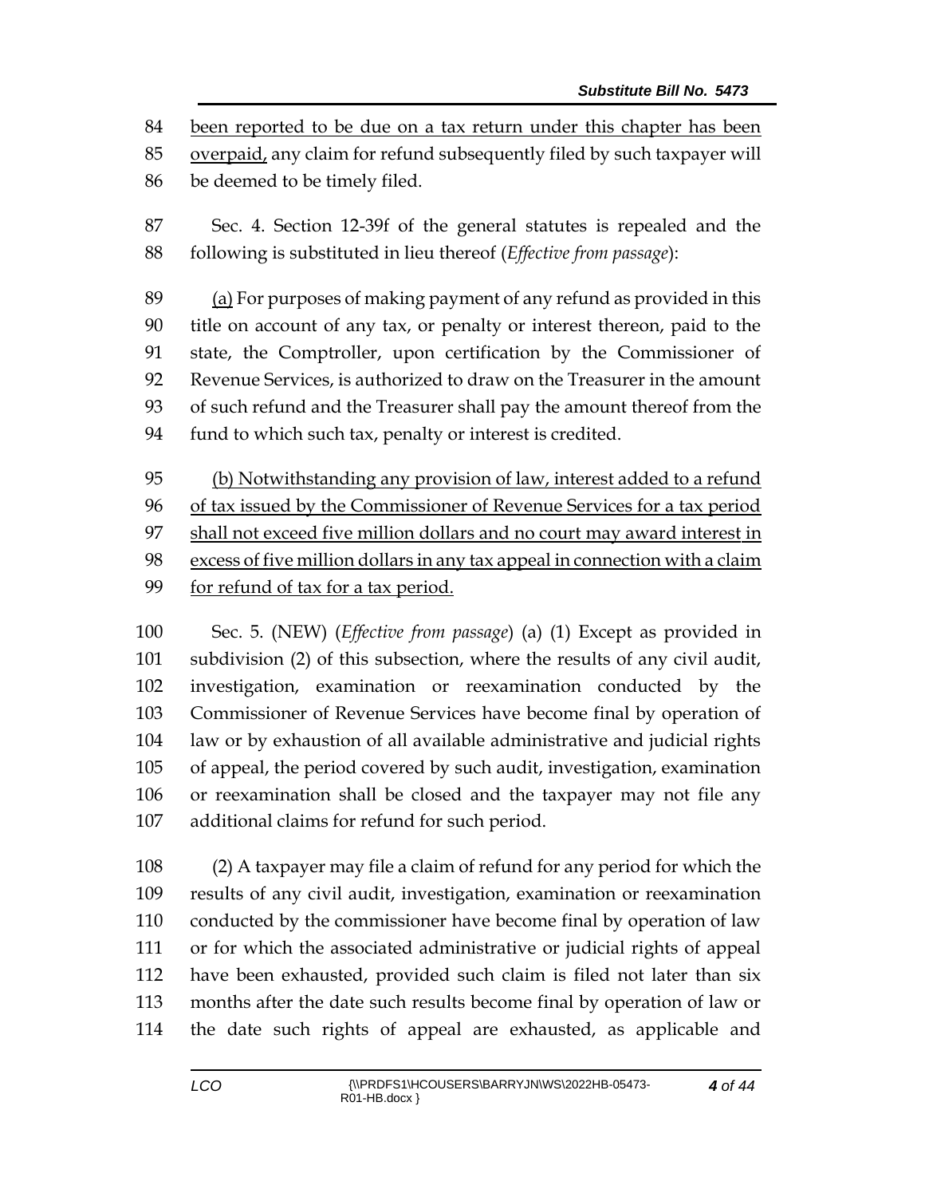been reported to be due on a tax return under this chapter has been overpaid, any claim for refund subsequently filed by such taxpayer will be deemed to be timely filed.

Sec. 4. Section 12-39f of the general statutes is repealed and the following is substituted in lieu thereof (*Effective from passage*):

(a) For purposes of making payment of any refund as provided in this title on account of any tax, or penalty or interest thereon, paid to the state, the Comptroller, upon certification by the Commissioner of Revenue Services, is authorized to draw on the Treasurer in the amount of such refund and the Treasurer shall pay the amount thereof from the fund to which such tax, penalty or interest is credited.

(b) Notwithstanding any provision of law, interest added to a refund of tax issued by the Commissioner of Revenue Services for a tax period shall not exceed five million dollars and no court may award interest in excess of five million dollars in any tax appeal in connection with a claim for refund of tax for a tax period.

Sec. 5. (NEW) (*Effective from passage*) (a) (1) Except as provided in subdivision (2) of this subsection, where the results of any civil audit, investigation, examination or reexamination conducted by the Commissioner of Revenue Services have become final by operation of law or by exhaustion of all available administrative and judicial rights of appeal, the period covered by such audit, investigation, examination or reexamination shall be closed and the taxpayer may not file any additional claims for refund for such period.

(2) A taxpayer may file a claim of refund for any period for which the results of any civil audit, investigation, examination or reexamination conducted by the commissioner have become final by operation of law or for which the associated administrative or judicial rights of appeal have been exhausted, provided such claim is filed not later than six months after the date such results become final by operation of law or the date such rights of appeal are exhausted, as applicable and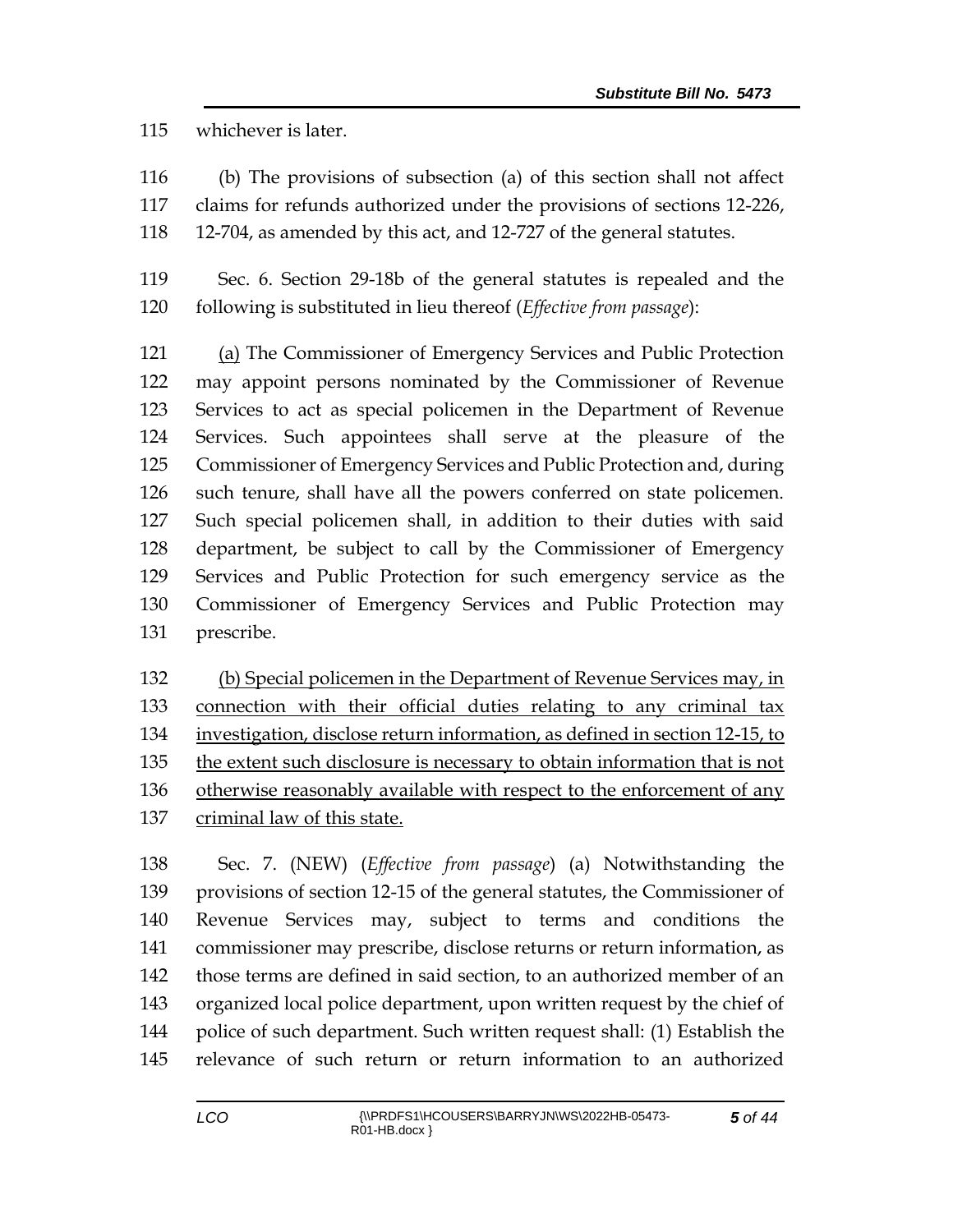whichever is later.

(b) The provisions of subsection (a) of this section shall not affect claims for refunds authorized under the provisions of sections 12-226, 12-704, as amended by this act, and 12-727 of the general statutes.

Sec. 6. Section 29-18b of the general statutes is repealed and the following is substituted in lieu thereof (*Effective from passage*):

<u>(a)</u> The Commissioner of Emergency Services and Public Protection may appoint persons nominated by the Commissioner of Revenue Services to act as special policemen in the Department of Revenue Services. Such appointees shall serve at the pleasure of the Commissioner of Emergency Services and Public Protection and, during such tenure, shall have all the powers conferred on state policemen. Such special policemen shall, in addition to their duties with said department, be subject to call by the Commissioner of Emergency Services and Public Protection for such emergency service as the Commissioner of Emergency Services and Public Protection may prescribe.

<u>(b) Special policemen in the Department of Revenue Services may, in connection with their official duties relating to any criminal tax investigation, disclose return information, as defined in section 12-15, to the extent such disclosure is necessary to obtain information that is not otherwise reasonably available with respect to the enforcement of any criminal law of this state.</u>

Sec. 7. (NEW) (*Effective from passage*) (a) Notwithstanding the provisions of section 12-15 of the general statutes, the Commissioner of Revenue Services may, subject to terms and conditions the commissioner may prescribe, disclose returns or return information, as those terms are defined in said section, to an authorized member of an organized local police department, upon written request by the chief of police of such department. Such written request shall: (1) Establish the relevance of such return or return information to an authorized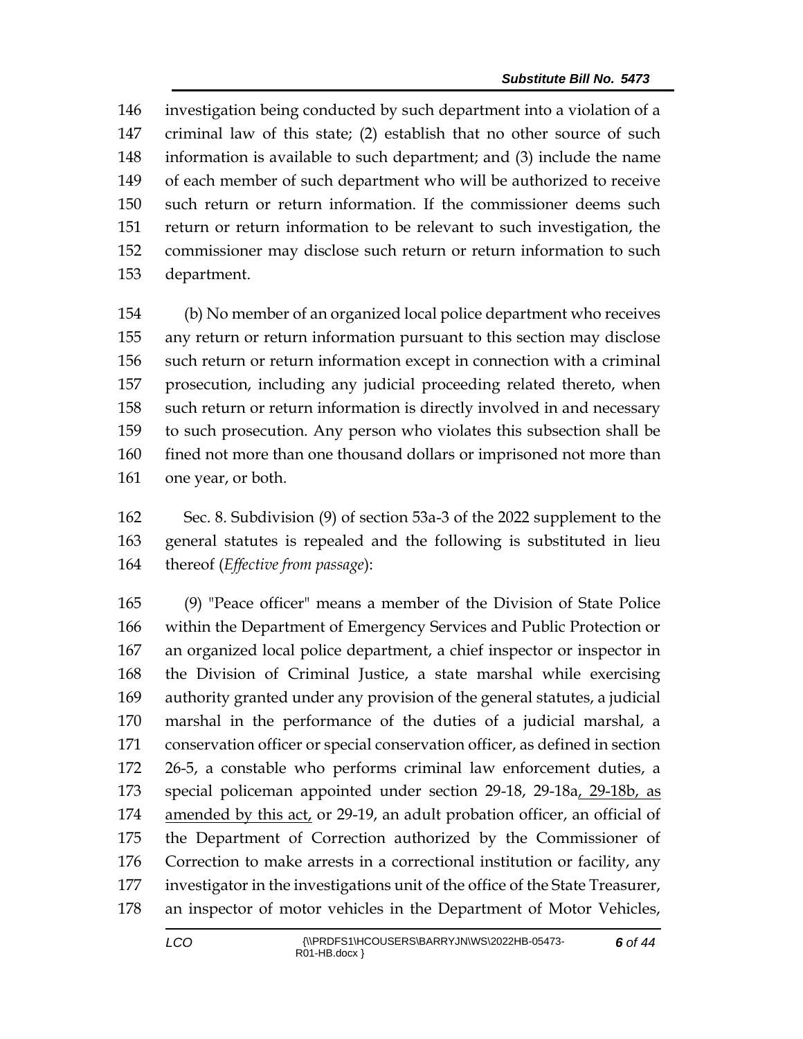investigation being conducted by such department into a violation of a criminal law of this state; (2) establish that no other source of such information is available to such department; and (3) include the name of each member of such department who will be authorized to receive such return or return information. If the commissioner deems such return or return information to be relevant to such investigation, the commissioner may disclose such return or return information to such department.

(b) No member of an organized local police department who receives any return or return information pursuant to this section may disclose such return or return information except in connection with a criminal prosecution, including any judicial proceeding related thereto, when such return or return information is directly involved in and necessary to such prosecution. Any person who violates this subsection shall be fined not more than one thousand dollars or imprisoned not more than one year, or both.

Sec. 8. Subdivision (9) of section 53a-3 of the 2022 supplement to the general statutes is repealed and the following is substituted in lieu thereof (*Effective from passage*):

(9) "Peace officer" means a member of the Division of State Police within the Department of Emergency Services and Public Protection or an organized local police department, a chief inspector or inspector in the Division of Criminal Justice, a state marshal while exercising authority granted under any provision of the general statutes, a judicial marshal in the performance of the duties of a judicial marshal, a conservation officer or special conservation officer, as defined in section 26-5, a constable who performs criminal law enforcement duties, a special policeman appointed under section 29-18, 29-18a, 29-18b, as amended by this act, or 29-19, an adult probation officer, an official of the Department of Correction authorized by the Commissioner of Correction to make arrests in a correctional institution or facility, any investigator in the investigations unit of the office of the State Treasurer, an inspector of motor vehicles in the Department of Motor Vehicles,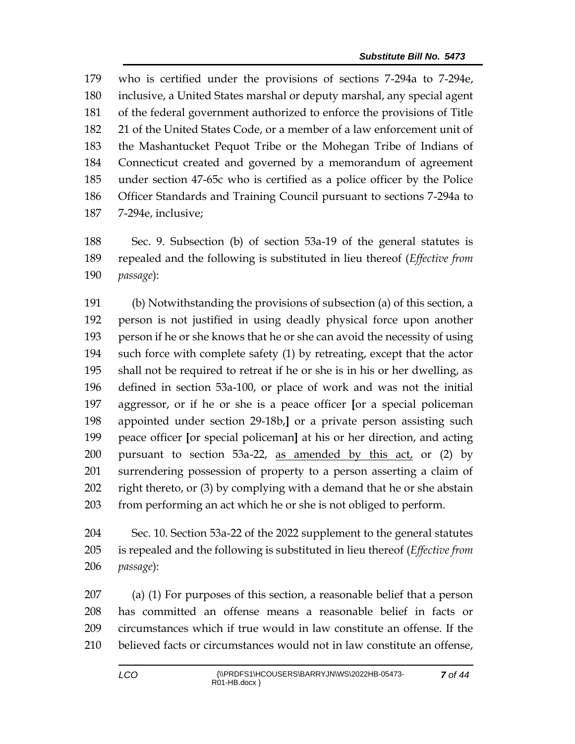who is certified under the provisions of sections 7-294a to 7-294e, inclusive, a United States marshal or deputy marshal, any special agent of the federal government authorized to enforce the provisions of Title 21 of the United States Code, or a member of a law enforcement unit of the Mashantucket Pequot Tribe or the Mohegan Tribe of Indians of Connecticut created and governed by a memorandum of agreement under section 47-65c who is certified as a police officer by the Police Officer Standards and Training Council pursuant to sections 7-294a to 7-294e, inclusive;

Sec. 9. Subsection (b) of section 53a-19 of the general statutes is repealed and the following is substituted in lieu thereof (*Effective from passage*):

(b) Notwithstanding the provisions of subsection (a) of this section, a person is not justified in using deadly physical force upon another person if he or she knows that he or she can avoid the necessity of using such force with complete safety (1) by retreating, except that the actor shall not be required to retreat if he or she is in his or her dwelling, as defined in section 53a-100, or place of work and was not the initial aggressor, or if he or she is a peace officer **[**or a special policeman appointed under section 29-18b,**]** or a private person assisting such peace officer **[**or special policeman**]** at his or her direction, and acting pursuant to section 53a-22, <u>as amended by this act,</u> or (2) by surrendering possession of property to a person asserting a claim of right thereto, or (3) by complying with a demand that he or she abstain from performing an act which he or she is not obliged to perform.

Sec. 10. Section 53a-22 of the 2022 supplement to the general statutes is repealed and the following is substituted in lieu thereof (*Effective from passage*):

(a) (1) For purposes of this section, a reasonable belief that a person has committed an offense means a reasonable belief in facts or circumstances which if true would in law constitute an offense. If the believed facts or circumstances would not in law constitute an offense,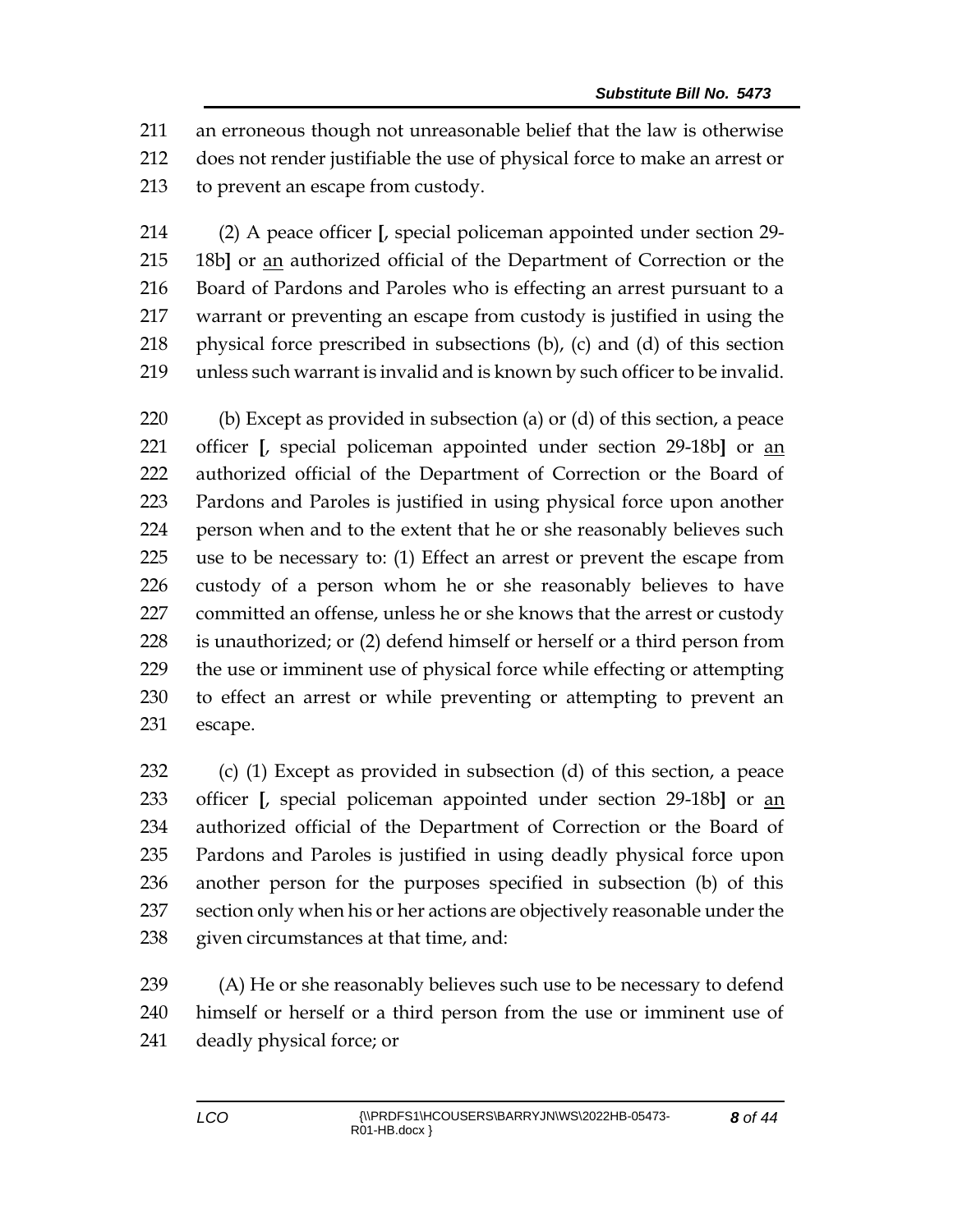211 an erroneous though not unreasonable belief that the law is otherwise
212 does not render justifiable the use of physical force to make an arrest or
213 to prevent an escape from custody.

214 (2) A peace officer **[**, special policeman appointed under section 29-
215 18b**]** or an authorized official of the Department of Correction or the
216 Board of Pardons and Paroles who is effecting an arrest pursuant to a
217 warrant or preventing an escape from custody is justified in using the
218 physical force prescribed in subsections (b), (c) and (d) of this section
219 unless such warrant is invalid and is known by such officer to be invalid.

220 (b) Except as provided in subsection (a) or (d) of this section, a peace
221 officer **[**, special policeman appointed under section 29-18b**]** or an
222 authorized official of the Department of Correction or the Board of
223 Pardons and Paroles is justified in using physical force upon another
224 person when and to the extent that he or she reasonably believes such
225 use to be necessary to: (1) Effect an arrest or prevent the escape from
226 custody of a person whom he or she reasonably believes to have
227 committed an offense, unless he or she knows that the arrest or custody
228 is unauthorized; or (2) defend himself or herself or a third person from
229 the use or imminent use of physical force while effecting or attempting
230 to effect an arrest or while preventing or attempting to prevent an
231 escape.

232 (c) (1) Except as provided in subsection (d) of this section, a peace
233 officer **[**, special policeman appointed under section 29-18b**]** or an
234 authorized official of the Department of Correction or the Board of
235 Pardons and Paroles is justified in using deadly physical force upon
236 another person for the purposes specified in subsection (b) of this
237 section only when his or her actions are objectively reasonable under the
238 given circumstances at that time, and:

239 (A) He or she reasonably believes such use to be necessary to defend
240 himself or herself or a third person from the use or imminent use of
241 deadly physical force; or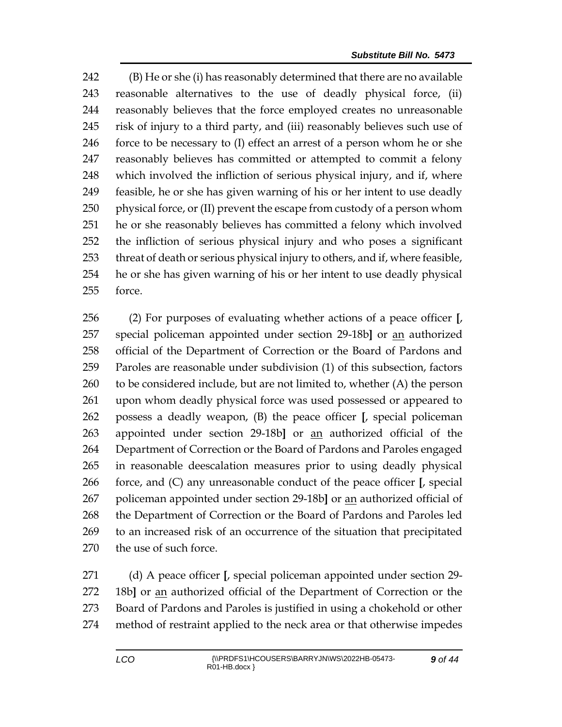242 (B) He or she (i) has reasonably determined that there are no available
243 reasonable alternatives to the use of deadly physical force, (ii)
244 reasonably believes that the force employed creates no unreasonable
245 risk of injury to a third party, and (iii) reasonably believes such use of
246 force to be necessary to (I) effect an arrest of a person whom he or she
247 reasonably believes has committed or attempted to commit a felony
248 which involved the infliction of serious physical injury, and if, where
249 feasible, he or she has given warning of his or her intent to use deadly
250 physical force, or (II) prevent the escape from custody of a person whom
251 he or she reasonably believes has committed a felony which involved
252 the infliction of serious physical injury and who poses a significant
253 threat of death or serious physical injury to others, and if, where feasible,
254 he or she has given warning of his or her intent to use deadly physical
255 force.

256 (2) For purposes of evaluating whether actions of a peace officer **[**,
257 special policeman appointed under section 29-18b**]** or an authorized
258 official of the Department of Correction or the Board of Pardons and
259 Paroles are reasonable under subdivision (1) of this subsection, factors
260 to be considered include, but are not limited to, whether (A) the person
261 upon whom deadly physical force was used possessed or appeared to
262 possess a deadly weapon, (B) the peace officer **[**, special policeman
263 appointed under section 29-18b**]** or an authorized official of the
264 Department of Correction or the Board of Pardons and Paroles engaged
265 in reasonable deescalation measures prior to using deadly physical
266 force, and (C) any unreasonable conduct of the peace officer **[**, special
267 policeman appointed under section 29-18b**]** or an authorized official of
268 the Department of Correction or the Board of Pardons and Paroles led
269 to an increased risk of an occurrence of the situation that precipitated
270 the use of such force.

271 (d) A peace officer **[**, special policeman appointed under section 29-
272 18b**]** or an authorized official of the Department of Correction or the
273 Board of Pardons and Paroles is justified in using a chokehold or other
274 method of restraint applied to the neck area or that otherwise impedes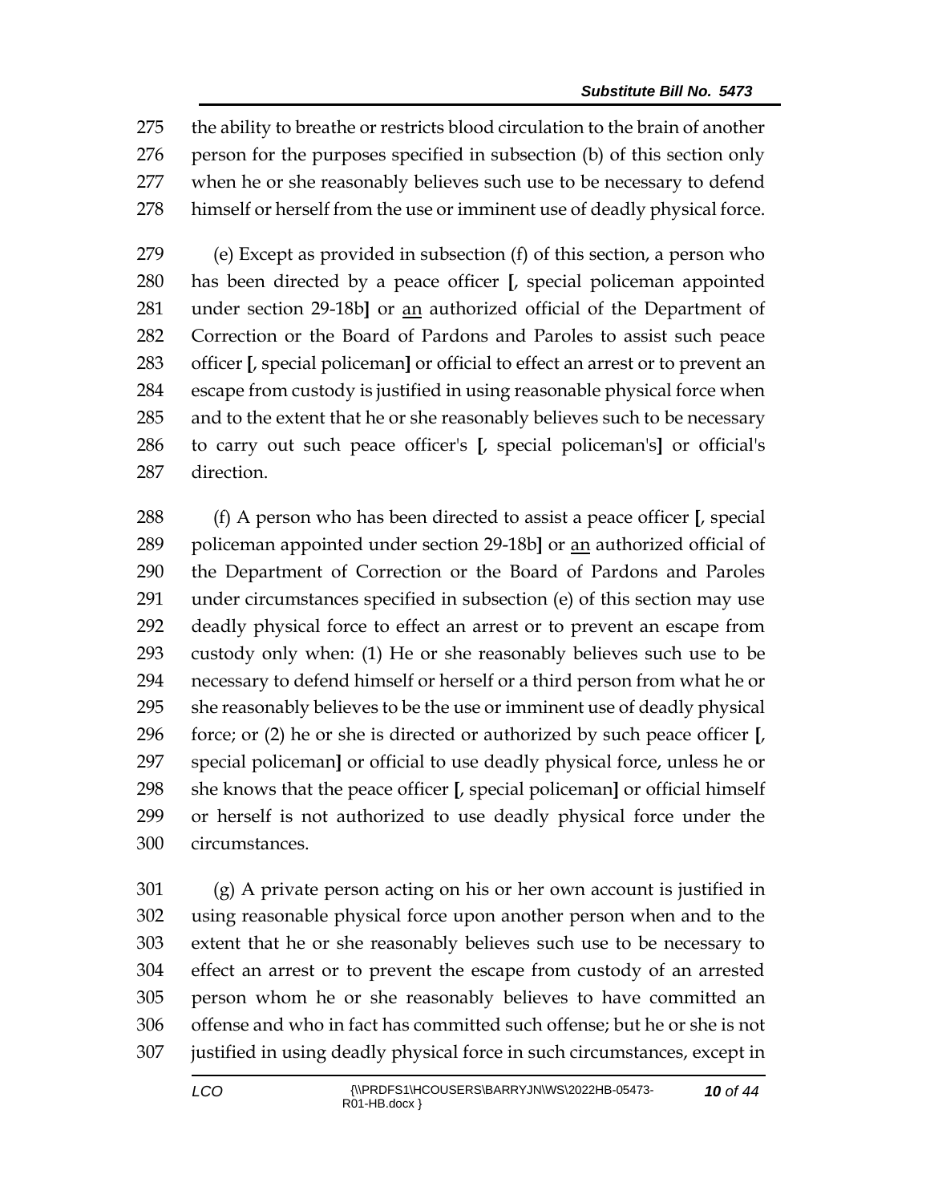275 the ability to breathe or restricts blood circulation to the brain of another
276 person for the purposes specified in subsection (b) of this section only
277 when he or she reasonably believes such use to be necessary to defend
278 himself or herself from the use or imminent use of deadly physical force.

279 (e) Except as provided in subsection (f) of this section, a person who
280 has been directed by a peace officer **[**, special policeman appointed
281 under section 29-18b**]** or an authorized official of the Department of
282 Correction or the Board of Pardons and Paroles to assist such peace
283 officer **[**, special policeman**]** or official to effect an arrest or to prevent an
284 escape from custody is justified in using reasonable physical force when
285 and to the extent that he or she reasonably believes such to be necessary
286 to carry out such peace officer's **[**, special policeman's**]** or official's
287 direction.

288 (f) A person who has been directed to assist a peace officer **[**, special
289 policeman appointed under section 29-18b**]** or an authorized official of
290 the Department of Correction or the Board of Pardons and Paroles
291 under circumstances specified in subsection (e) of this section may use
292 deadly physical force to effect an arrest or to prevent an escape from
293 custody only when: (1) He or she reasonably believes such use to be
294 necessary to defend himself or herself or a third person from what he or
295 she reasonably believes to be the use or imminent use of deadly physical
296 force; or (2) he or she is directed or authorized by such peace officer **[**,
297 special policeman**]** or official to use deadly physical force, unless he or
298 she knows that the peace officer **[**, special policeman**]** or official himself
299 or herself is not authorized to use deadly physical force under the
300 circumstances.

301 (g) A private person acting on his or her own account is justified in
302 using reasonable physical force upon another person when and to the
303 extent that he or she reasonably believes such use to be necessary to
304 effect an arrest or to prevent the escape from custody of an arrested
305 person whom he or she reasonably believes to have committed an
306 offense and who in fact has committed such offense; but he or she is not
307 justified in using deadly physical force in such circumstances, except in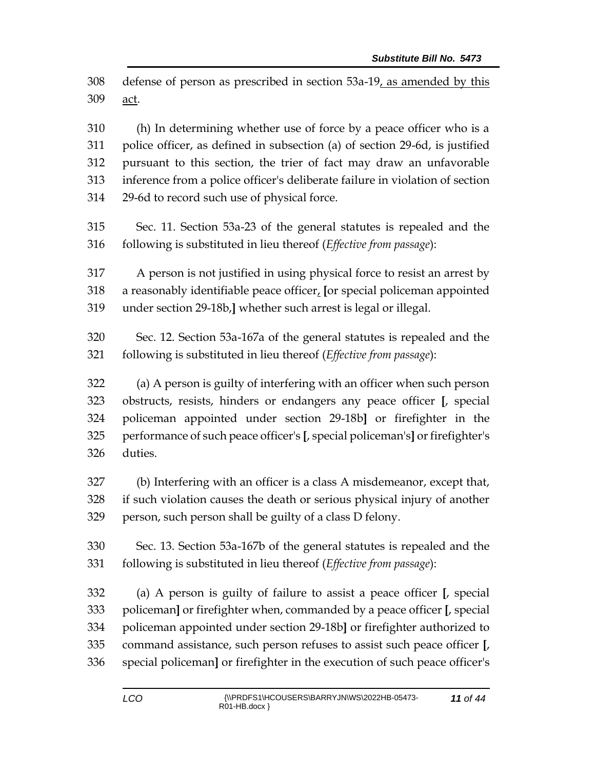308 defense of person as prescribed in section 53a-19, as amended by this
309 act.

310 (h) In determining whether use of force by a peace officer who is a
311 police officer, as defined in subsection (a) of section 29-6d, is justified
312 pursuant to this section, the trier of fact may draw an unfavorable
313 inference from a police officer's deliberate failure in violation of section
314 29-6d to record such use of physical force.

315 Sec. 11. Section 53a-23 of the general statutes is repealed and the
316 following is substituted in lieu thereof (*Effective from passage*):

317 A person is not justified in using physical force to resist an arrest by
318 a reasonably identifiable peace officer, [or special policeman appointed
319 under section 29-18b,] whether such arrest is legal or illegal.

320 Sec. 12. Section 53a-167a of the general statutes is repealed and the
321 following is substituted in lieu thereof (*Effective from passage*):

322 (a) A person is guilty of interfering with an officer when such person
323 obstructs, resists, hinders or endangers any peace officer [, special
324 policeman appointed under section 29-18b] or firefighter in the
325 performance of such peace officer's [, special policeman's] or firefighter's
326 duties.

327 (b) Interfering with an officer is a class A misdemeanor, except that,
328 if such violation causes the death or serious physical injury of another
329 person, such person shall be guilty of a class D felony.

330 Sec. 13. Section 53a-167b of the general statutes is repealed and the
331 following is substituted in lieu thereof (*Effective from passage*):

332 (a) A person is guilty of failure to assist a peace officer [, special
333 policeman] or firefighter when, commanded by a peace officer [, special
334 policeman appointed under section 29-18b] or firefighter authorized to
335 command assistance, such person refuses to assist such peace officer [,
336 special policeman] or firefighter in the execution of such peace officer's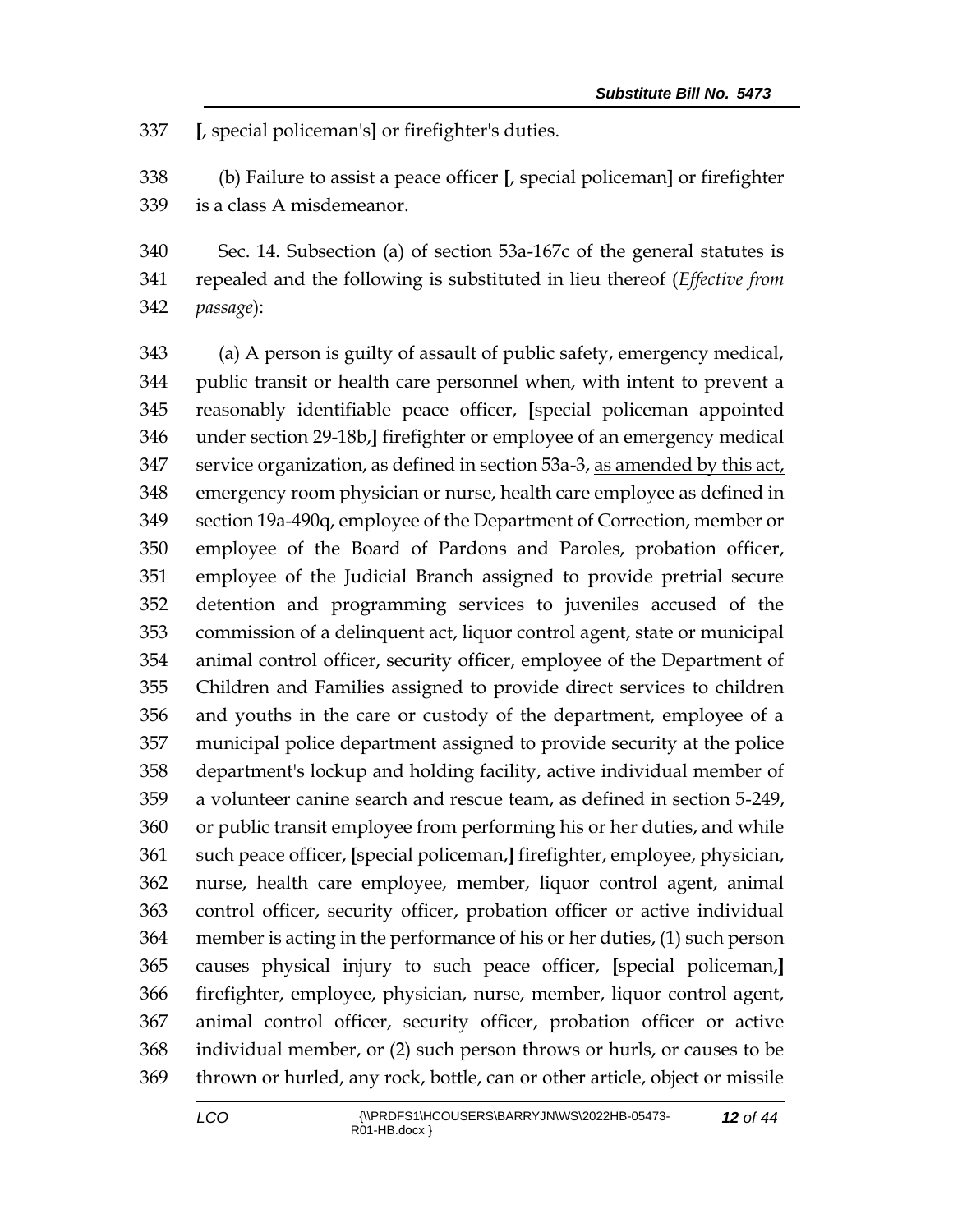337 [, special policeman's] or firefighter's duties.

338 (b) Failure to assist a peace officer [, special policeman] or firefighter
339 is a class A misdemeanor.

340 Sec. 14. Subsection (a) of section 53a-167c of the general statutes is
341 repealed and the following is substituted in lieu thereof (*Effective from*
342 *passage*):

343 (a) A person is guilty of assault of public safety, emergency medical,
344 public transit or health care personnel when, with intent to prevent a
345 reasonably identifiable peace officer, [special policeman appointed
346 under section 29-18b,] firefighter or employee of an emergency medical
347 service organization, as defined in section 53a-3, <u>as amended by this act,</u>
348 emergency room physician or nurse, health care employee as defined in
349 section 19a-490q, employee of the Department of Correction, member or
350 employee of the Board of Pardons and Paroles, probation officer,
351 employee of the Judicial Branch assigned to provide pretrial secure
352 detention and programming services to juveniles accused of the
353 commission of a delinquent act, liquor control agent, state or municipal
354 animal control officer, security officer, employee of the Department of
355 Children and Families assigned to provide direct services to children
356 and youths in the care or custody of the department, employee of a
357 municipal police department assigned to provide security at the police
358 department's lockup and holding facility, active individual member of
359 a volunteer canine search and rescue team, as defined in section 5-249,
360 or public transit employee from performing his or her duties, and while
361 such peace officer, [special policeman,] firefighter, employee, physician,
362 nurse, health care employee, member, liquor control agent, animal
363 control officer, security officer, probation officer or active individual
364 member is acting in the performance of his or her duties, (1) such person
365 causes physical injury to such peace officer, [special policeman,]
366 firefighter, employee, physician, nurse, member, liquor control agent,
367 animal control officer, security officer, probation officer or active
368 individual member, or (2) such person throws or hurls, or causes to be
369 thrown or hurled, any rock, bottle, can or other article, object or missile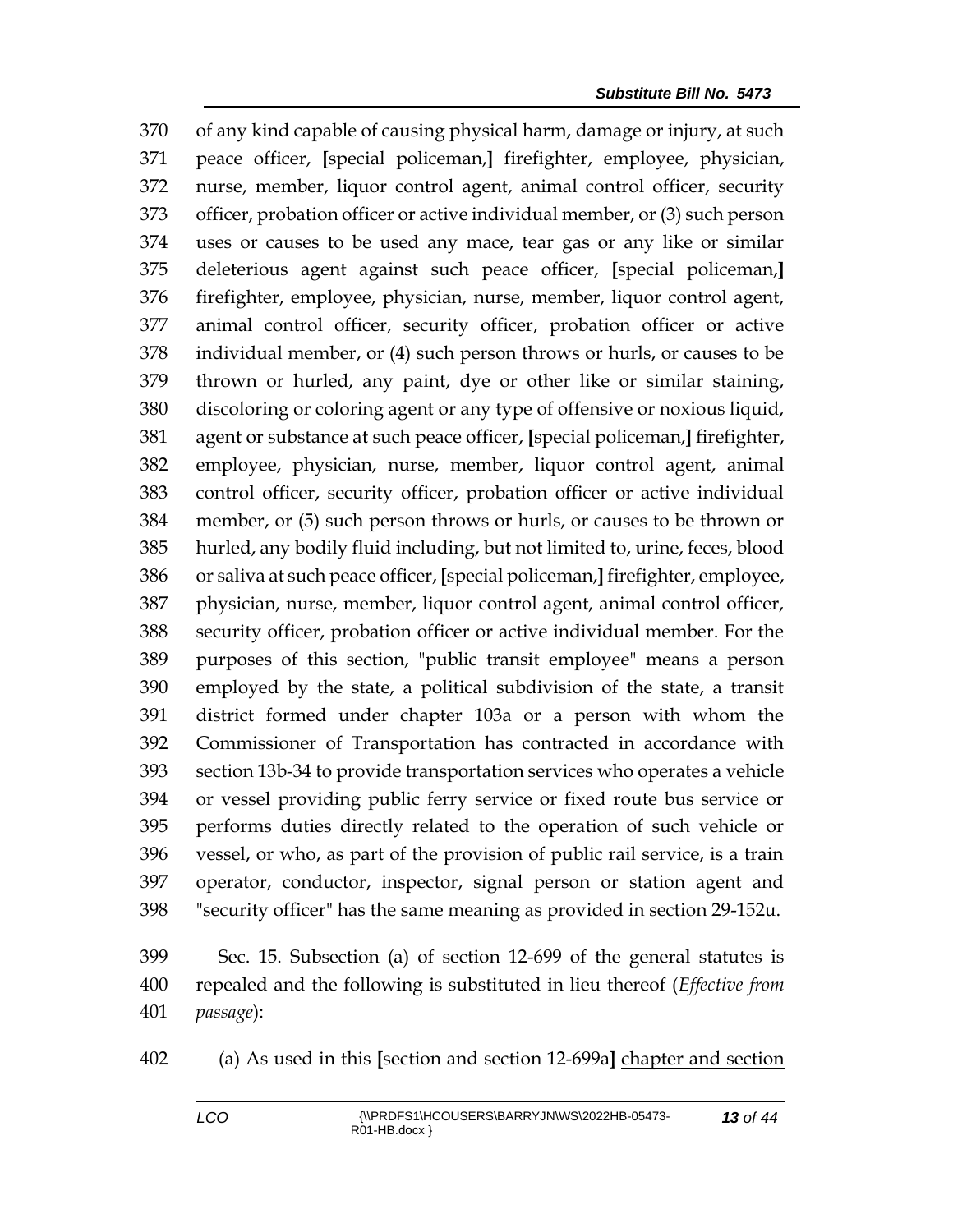370 of any kind capable of causing physical harm, damage or injury, at such 371 peace officer, [special policeman,] firefighter, employee, physician, 372 nurse, member, liquor control agent, animal control officer, security 373 officer, probation officer or active individual member, or (3) such person 374 uses or causes to be used any mace, tear gas or any like or similar 375 deleterious agent against such peace officer, [special policeman,] 376 firefighter, employee, physician, nurse, member, liquor control agent, 377 animal control officer, security officer, probation officer or active 378 individual member, or (4) such person throws or hurls, or causes to be 379 thrown or hurled, any paint, dye or other like or similar staining, 380 discoloring or coloring agent or any type of offensive or noxious liquid, 381 agent or substance at such peace officer, [special policeman,] firefighter, 382 employee, physician, nurse, member, liquor control agent, animal 383 control officer, security officer, probation officer or active individual 384 member, or (5) such person throws or hurls, or causes to be thrown or 385 hurled, any bodily fluid including, but not limited to, urine, feces, blood 386 or saliva at such peace officer, [special policeman,] firefighter, employee, 387 physician, nurse, member, liquor control agent, animal control officer, 388 security officer, probation officer or active individual member. For the 389 purposes of this section, "public transit employee" means a person 390 employed by the state, a political subdivision of the state, a transit 391 district formed under chapter 103a or a person with whom the 392 Commissioner of Transportation has contracted in accordance with 393 section 13b-34 to provide transportation services who operates a vehicle 394 or vessel providing public ferry service or fixed route bus service or 395 performs duties directly related to the operation of such vehicle or 396 vessel, or who, as part of the provision of public rail service, is a train 397 operator, conductor, inspector, signal person or station agent and 398 "security officer" has the same meaning as provided in section 29-152u.

399 Sec. 15. Subsection (a) of section 12-699 of the general statutes is 400 repealed and the following is substituted in lieu thereof (*Effective from* 401 *passage*):

402 (a) As used in this [section and section 12-699a] <u>chapter and section</u>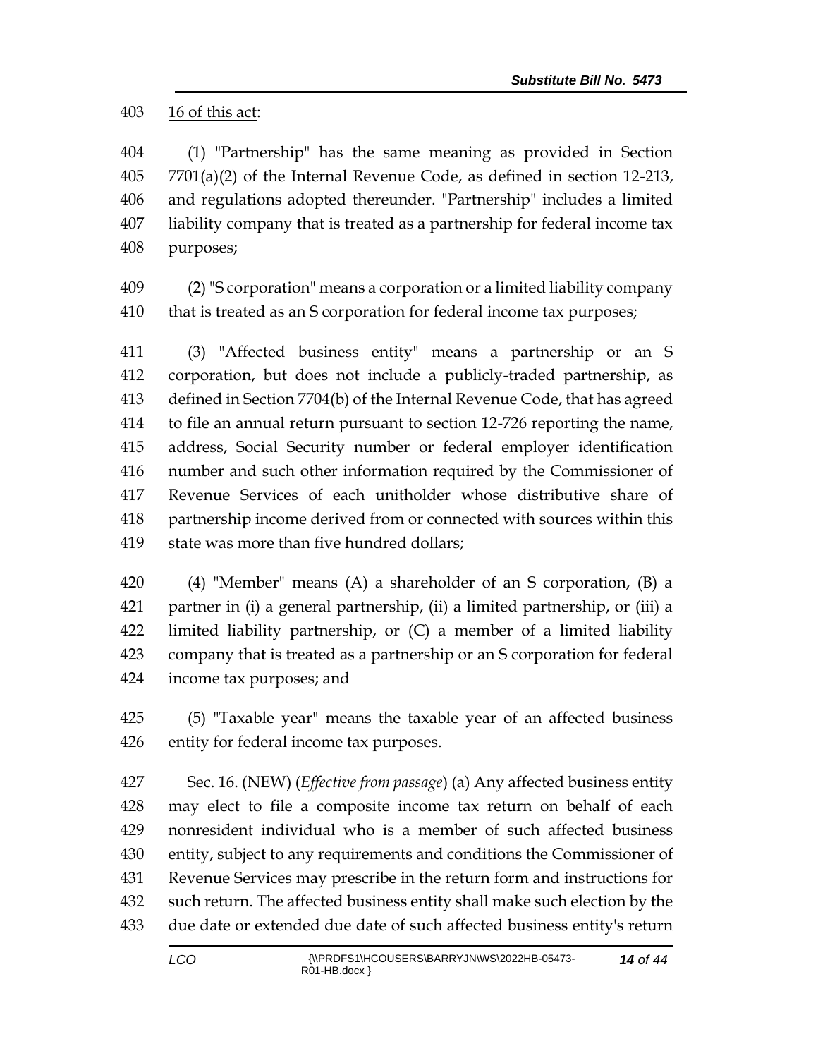16 of this act:

(1) "Partnership" has the same meaning as provided in Section 7701(a)(2) of the Internal Revenue Code, as defined in section 12-213, and regulations adopted thereunder. "Partnership" includes a limited liability company that is treated as a partnership for federal income tax purposes;

(2) "S corporation" means a corporation or a limited liability company that is treated as an S corporation for federal income tax purposes;

(3) "Affected business entity" means a partnership or an S corporation, but does not include a publicly-traded partnership, as defined in Section 7704(b) of the Internal Revenue Code, that has agreed to file an annual return pursuant to section 12-726 reporting the name, address, Social Security number or federal employer identification number and such other information required by the Commissioner of Revenue Services of each unitholder whose distributive share of partnership income derived from or connected with sources within this state was more than five hundred dollars;

(4) "Member" means (A) a shareholder of an S corporation, (B) a partner in (i) a general partnership, (ii) a limited partnership, or (iii) a limited liability partnership, or (C) a member of a limited liability company that is treated as a partnership or an S corporation for federal income tax purposes; and

(5) "Taxable year" means the taxable year of an affected business entity for federal income tax purposes.

Sec. 16. (NEW) (*Effective from passage*) (a) Any affected business entity may elect to file a composite income tax return on behalf of each nonresident individual who is a member of such affected business entity, subject to any requirements and conditions the Commissioner of Revenue Services may prescribe in the return form and instructions for such return. The affected business entity shall make such election by the due date or extended due date of such affected business entity's return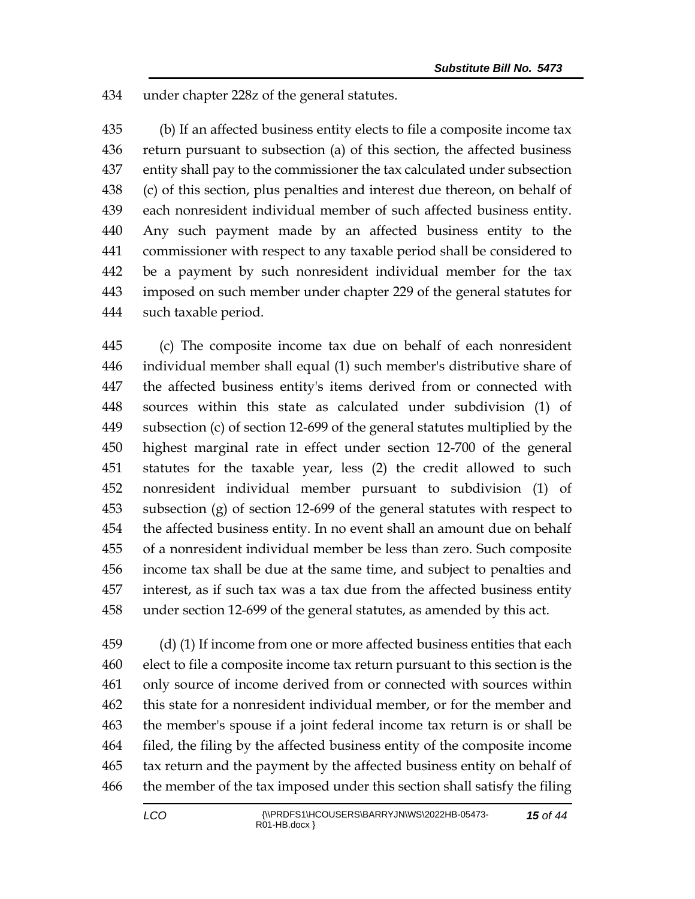under chapter 228z of the general statutes.

(b) If an affected business entity elects to file a composite income tax return pursuant to subsection (a) of this section, the affected business entity shall pay to the commissioner the tax calculated under subsection (c) of this section, plus penalties and interest due thereon, on behalf of each nonresident individual member of such affected business entity. Any such payment made by an affected business entity to the commissioner with respect to any taxable period shall be considered to be a payment by such nonresident individual member for the tax imposed on such member under chapter 229 of the general statutes for such taxable period.

(c) The composite income tax due on behalf of each nonresident individual member shall equal (1) such member's distributive share of the affected business entity's items derived from or connected with sources within this state as calculated under subdivision (1) of subsection (c) of section 12-699 of the general statutes multiplied by the highest marginal rate in effect under section 12-700 of the general statutes for the taxable year, less (2) the credit allowed to such nonresident individual member pursuant to subdivision (1) of subsection (g) of section 12-699 of the general statutes with respect to the affected business entity. In no event shall an amount due on behalf of a nonresident individual member be less than zero. Such composite income tax shall be due at the same time, and subject to penalties and interest, as if such tax was a tax due from the affected business entity under section 12-699 of the general statutes, as amended by this act.

(d) (1) If income from one or more affected business entities that each elect to file a composite income tax return pursuant to this section is the only source of income derived from or connected with sources within this state for a nonresident individual member, or for the member and the member's spouse if a joint federal income tax return is or shall be filed, the filing by the affected business entity of the composite income tax return and the payment by the affected business entity on behalf of the member of the tax imposed under this section shall satisfy the filing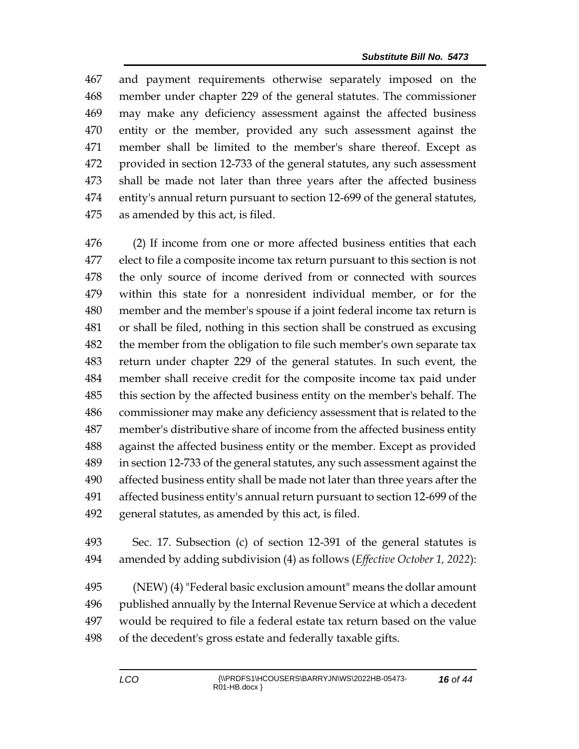and payment requirements otherwise separately imposed on the member under chapter 229 of the general statutes. The commissioner may make any deficiency assessment against the affected business entity or the member, provided any such assessment against the member shall be limited to the member's share thereof. Except as provided in section 12-733 of the general statutes, any such assessment shall be made not later than three years after the affected business entity's annual return pursuant to section 12-699 of the general statutes, as amended by this act, is filed.

(2) If income from one or more affected business entities that each elect to file a composite income tax return pursuant to this section is not the only source of income derived from or connected with sources within this state for a nonresident individual member, or for the member and the member's spouse if a joint federal income tax return is or shall be filed, nothing in this section shall be construed as excusing the member from the obligation to file such member's own separate tax return under chapter 229 of the general statutes. In such event, the member shall receive credit for the composite income tax paid under this section by the affected business entity on the member's behalf. The commissioner may make any deficiency assessment that is related to the member's distributive share of income from the affected business entity against the affected business entity or the member. Except as provided in section 12-733 of the general statutes, any such assessment against the affected business entity shall be made not later than three years after the affected business entity's annual return pursuant to section 12-699 of the general statutes, as amended by this act, is filed.

Sec. 17. Subsection (c) of section 12-391 of the general statutes is amended by adding subdivision (4) as follows (*Effective October 1, 2022*):

(NEW) (4) "Federal basic exclusion amount" means the dollar amount published annually by the Internal Revenue Service at which a decedent would be required to file a federal estate tax return based on the value of the decedent's gross estate and federally taxable gifts.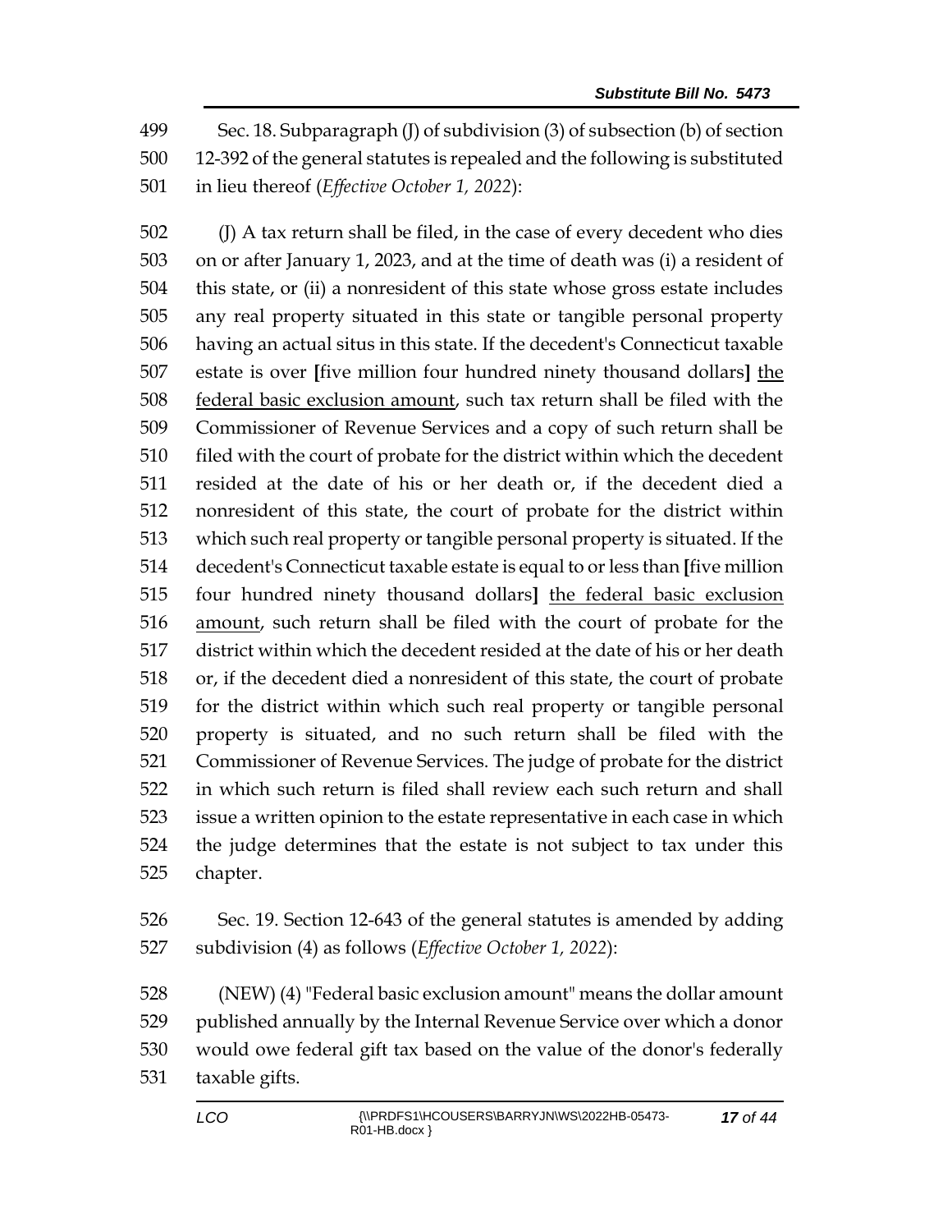Sec. 18. Subparagraph (J) of subdivision (3) of subsection (b) of section 12-392 of the general statutes is repealed and the following is substituted in lieu thereof (*Effective October 1, 2022*):

(J) A tax return shall be filed, in the case of every decedent who dies on or after January 1, 2023, and at the time of death was (i) a resident of this state, or (ii) a nonresident of this state whose gross estate includes any real property situated in this state or tangible personal property having an actual situs in this state. If the decedent's Connecticut taxable estate is over **[**five million four hundred ninety thousand dollars**]** <u>the federal basic exclusion amount</u>, such tax return shall be filed with the Commissioner of Revenue Services and a copy of such return shall be filed with the court of probate for the district within which the decedent resided at the date of his or her death or, if the decedent died a nonresident of this state, the court of probate for the district within which such real property or tangible personal property is situated. If the decedent's Connecticut taxable estate is equal to or less than **[**five million four hundred ninety thousand dollars**]** <u>the federal basic exclusion amount</u>, such return shall be filed with the court of probate for the district within which the decedent resided at the date of his or her death or, if the decedent died a nonresident of this state, the court of probate for the district within which such real property or tangible personal property is situated, and no such return shall be filed with the Commissioner of Revenue Services. The judge of probate for the district in which such return is filed shall review each such return and shall issue a written opinion to the estate representative in each case in which the judge determines that the estate is not subject to tax under this chapter.

Sec. 19. Section 12-643 of the general statutes is amended by adding subdivision (4) as follows (*Effective October 1, 2022*):

(NEW) (4) "Federal basic exclusion amount" means the dollar amount published annually by the Internal Revenue Service over which a donor would owe federal gift tax based on the value of the donor's federally taxable gifts.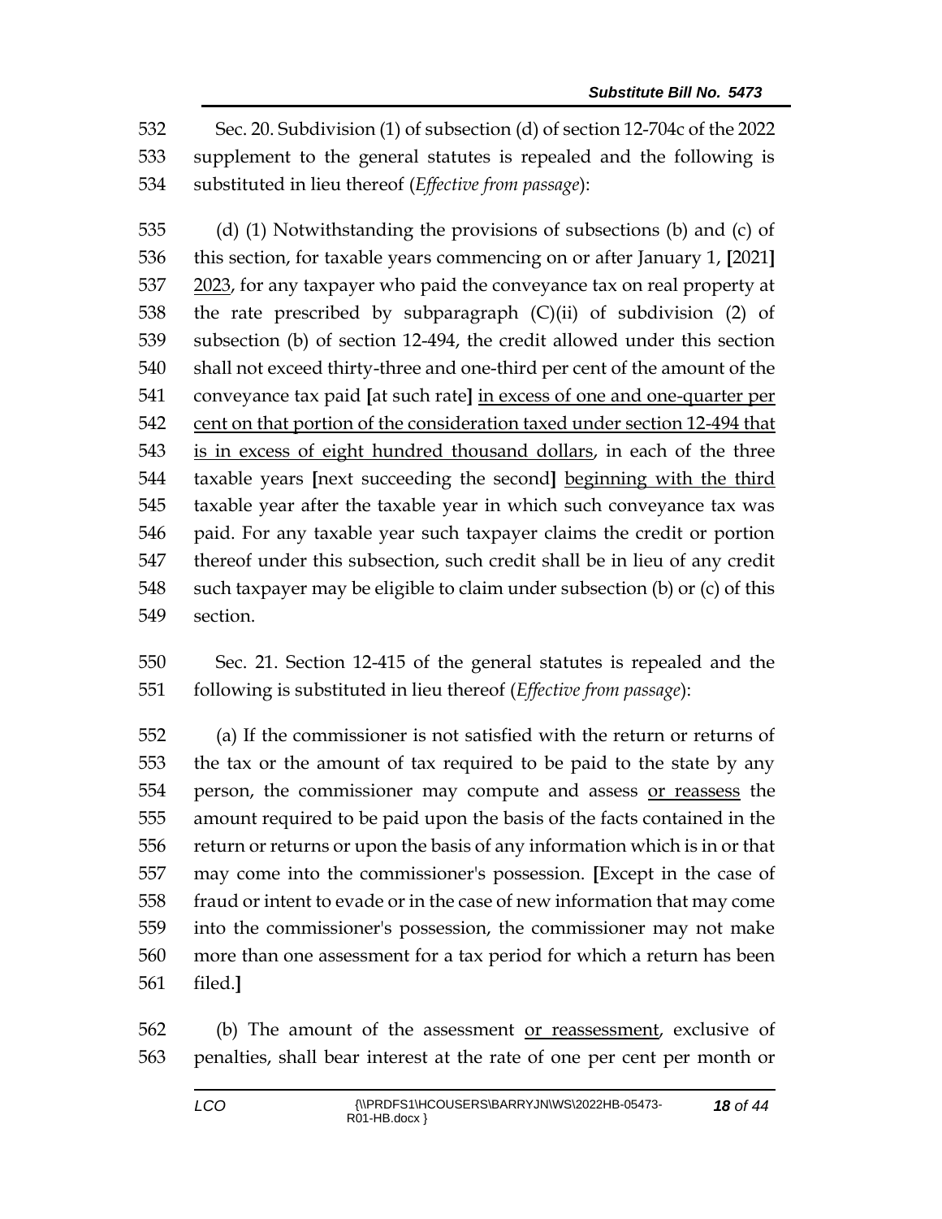Sec. 20. Subdivision (1) of subsection (d) of section 12-704c of the 2022 supplement to the general statutes is repealed and the following is substituted in lieu thereof (*Effective from passage*):

(d) (1) Notwithstanding the provisions of subsections (b) and (c) of this section, for taxable years commencing on or after January 1, **[**2021**]** <u>2023</u>, for any taxpayer who paid the conveyance tax on real property at the rate prescribed by subparagraph (C)(ii) of subdivision (2) of subsection (b) of section 12-494, the credit allowed under this section shall not exceed thirty-three and one-third per cent of the amount of the conveyance tax paid **[**at such rate**]** <u>in excess of one and one-quarter per cent on that portion of the consideration taxed under section 12-494 that is in excess of eight hundred thousand dollars</u>, in each of the three taxable years **[**next succeeding the second**]** <u>beginning with the third</u> taxable year after the taxable year in which such conveyance tax was paid. For any taxable year such taxpayer claims the credit or portion thereof under this subsection, such credit shall be in lieu of any credit such taxpayer may be eligible to claim under subsection (b) or (c) of this section.

Sec. 21. Section 12-415 of the general statutes is repealed and the following is substituted in lieu thereof (*Effective from passage*):

(a) If the commissioner is not satisfied with the return or returns of the tax or the amount of tax required to be paid to the state by any person, the commissioner may compute and assess <u>or reassess</u> the amount required to be paid upon the basis of the facts contained in the return or returns or upon the basis of any information which is in or that may come into the commissioner's possession. **[**Except in the case of fraud or intent to evade or in the case of new information that may come into the commissioner's possession, the commissioner may not make more than one assessment for a tax period for which a return has been filed.**]**

(b) The amount of the assessment <u>or reassessment</u>, exclusive of penalties, shall bear interest at the rate of one per cent per month or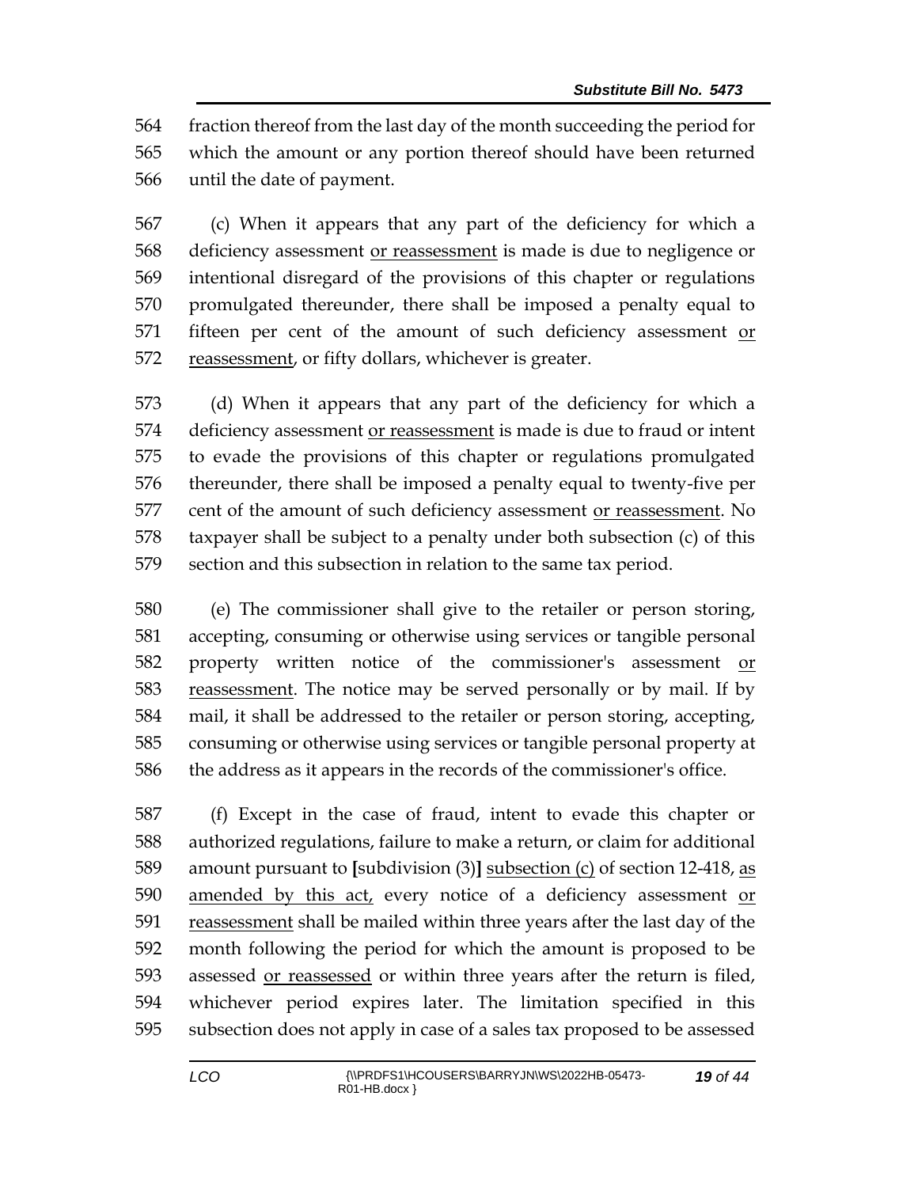fraction thereof from the last day of the month succeeding the period for which the amount or any portion thereof should have been returned until the date of payment.

(c) When it appears that any part of the deficiency for which a deficiency assessment or reassessment is made is due to negligence or intentional disregard of the provisions of this chapter or regulations promulgated thereunder, there shall be imposed a penalty equal to fifteen per cent of the amount of such deficiency assessment or reassessment, or fifty dollars, whichever is greater.

(d) When it appears that any part of the deficiency for which a deficiency assessment or reassessment is made is due to fraud or intent to evade the provisions of this chapter or regulations promulgated thereunder, there shall be imposed a penalty equal to twenty-five per cent of the amount of such deficiency assessment or reassessment. No taxpayer shall be subject to a penalty under both subsection (c) of this section and this subsection in relation to the same tax period.

(e) The commissioner shall give to the retailer or person storing, accepting, consuming or otherwise using services or tangible personal property written notice of the commissioner's assessment or reassessment. The notice may be served personally or by mail. If by mail, it shall be addressed to the retailer or person storing, accepting, consuming or otherwise using services or tangible personal property at the address as it appears in the records of the commissioner's office.

(f) Except in the case of fraud, intent to evade this chapter or authorized regulations, failure to make a return, or claim for additional amount pursuant to [subdivision (3)] subsection (c) of section 12-418, as amended by this act, every notice of a deficiency assessment or reassessment shall be mailed within three years after the last day of the month following the period for which the amount is proposed to be assessed or reassessed or within three years after the return is filed, whichever period expires later. The limitation specified in this subsection does not apply in case of a sales tax proposed to be assessed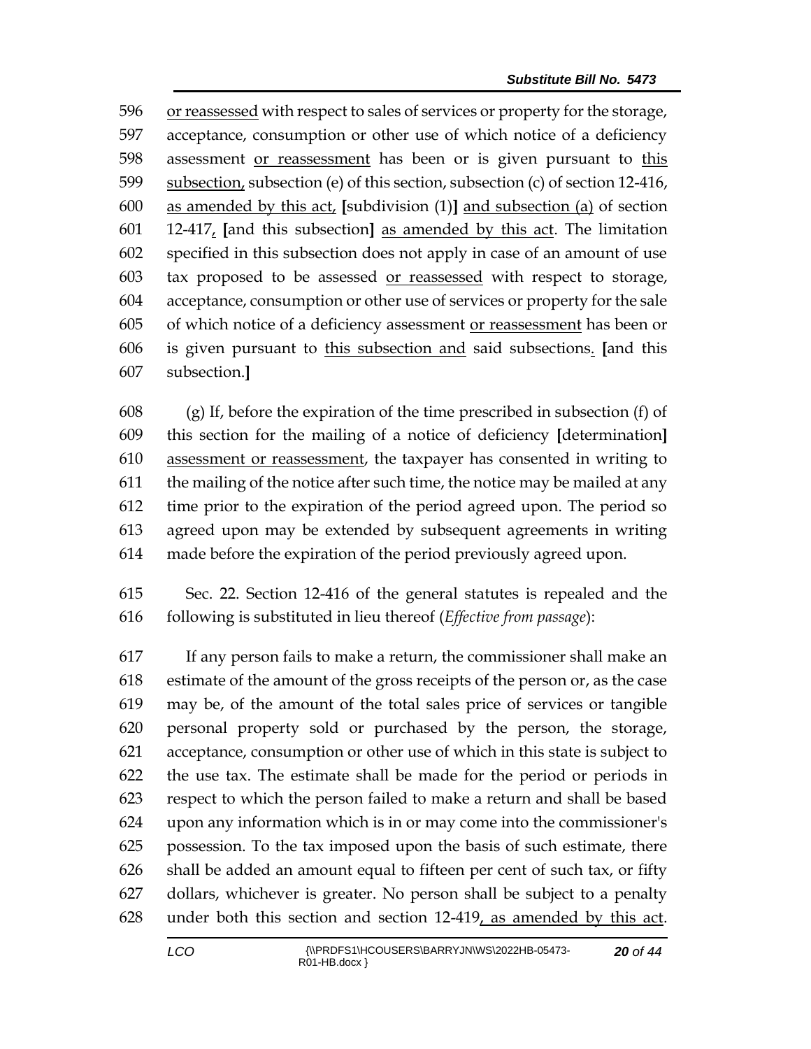596 or reassessed with respect to sales of services or property for the storage, 597 acceptance, consumption or other use of which notice of a deficiency 598 assessment or reassessment has been or is given pursuant to this 599 subsection, subsection (e) of this section, subsection (c) of section 12-416, 600 as amended by this act, [subdivision (1)] and subsection (a) of section 601 12-417, [and this subsection] as amended by this act. The limitation 602 specified in this subsection does not apply in case of an amount of use 603 tax proposed to be assessed or reassessed with respect to storage, 604 acceptance, consumption or other use of services or property for the sale 605 of which notice of a deficiency assessment or reassessment has been or 606 is given pursuant to this subsection and said subsections. [and this 607 subsection.]

608 (g) If, before the expiration of the time prescribed in subsection (f) of 609 this section for the mailing of a notice of deficiency [determination] 610 assessment or reassessment, the taxpayer has consented in writing to 611 the mailing of the notice after such time, the notice may be mailed at any 612 time prior to the expiration of the period agreed upon. The period so 613 agreed upon may be extended by subsequent agreements in writing 614 made before the expiration of the period previously agreed upon.

615 Sec. 22. Section 12-416 of the general statutes is repealed and the 616 following is substituted in lieu thereof (*Effective from passage*):

617 If any person fails to make a return, the commissioner shall make an 618 estimate of the amount of the gross receipts of the person or, as the case 619 may be, of the amount of the total sales price of services or tangible 620 personal property sold or purchased by the person, the storage, 621 acceptance, consumption or other use of which in this state is subject to 622 the use tax. The estimate shall be made for the period or periods in 623 respect to which the person failed to make a return and shall be based 624 upon any information which is in or may come into the commissioner's 625 possession. To the tax imposed upon the basis of such estimate, there 626 shall be added an amount equal to fifteen per cent of such tax, or fifty 627 dollars, whichever is greater. No person shall be subject to a penalty 628 under both this section and section 12-419, as amended by this act.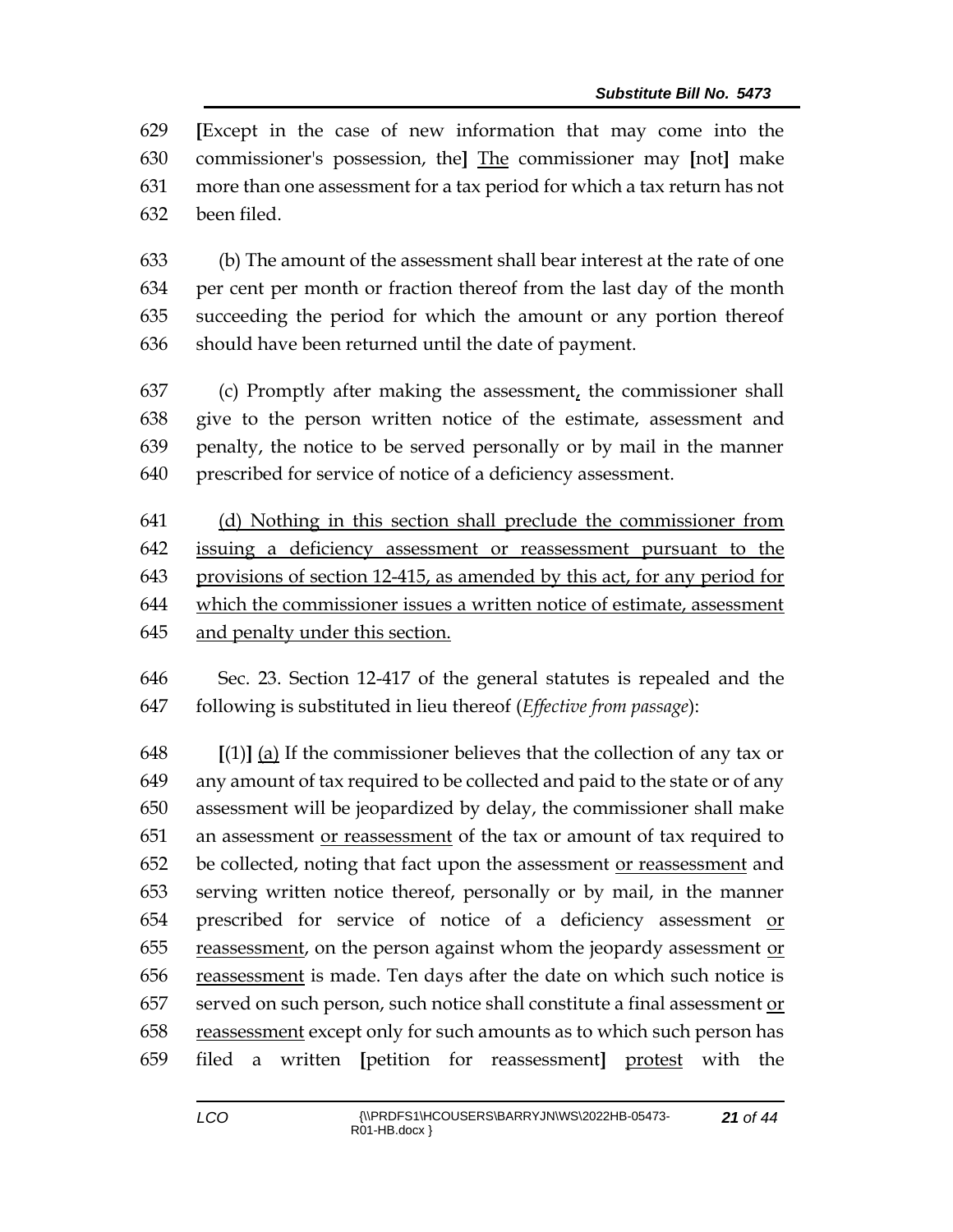[Except in the case of new information that may come into the commissioner's possession, the] <u>The</u> commissioner may [not] make more than one assessment for a tax period for which a tax return has not been filed.

(b) The amount of the assessment shall bear interest at the rate of one per cent per month or fraction thereof from the last day of the month succeeding the period for which the amount or any portion thereof should have been returned until the date of payment.

(c) Promptly after making the assessment<u>,</u> the commissioner shall give to the person written notice of the estimate, assessment and penalty, the notice to be served personally or by mail in the manner prescribed for service of notice of a deficiency assessment.

<u>(d) Nothing in this section shall preclude the commissioner from issuing a deficiency assessment or reassessment pursuant to the provisions of section 12-415, as amended by this act, for any period for which the commissioner issues a written notice of estimate, assessment and penalty under this section.</u>

Sec. 23. Section 12-417 of the general statutes is repealed and the following is substituted in lieu thereof (*Effective from passage*):

[(1)] <u>(a)</u> If the commissioner believes that the collection of any tax or any amount of tax required to be collected and paid to the state or of any assessment will be jeopardized by delay, the commissioner shall make an assessment <u>or reassessment</u> of the tax or amount of tax required to be collected, noting that fact upon the assessment <u>or reassessment</u> and serving written notice thereof, personally or by mail, in the manner prescribed for service of notice of a deficiency assessment <u>or reassessment</u>, on the person against whom the jeopardy assessment <u>or reassessment</u> is made. Ten days after the date on which such notice is served on such person, such notice shall constitute a final assessment <u>or reassessment</u> except only for such amounts as to which such person has filed a written [petition for reassessment] <u>protest</u> with the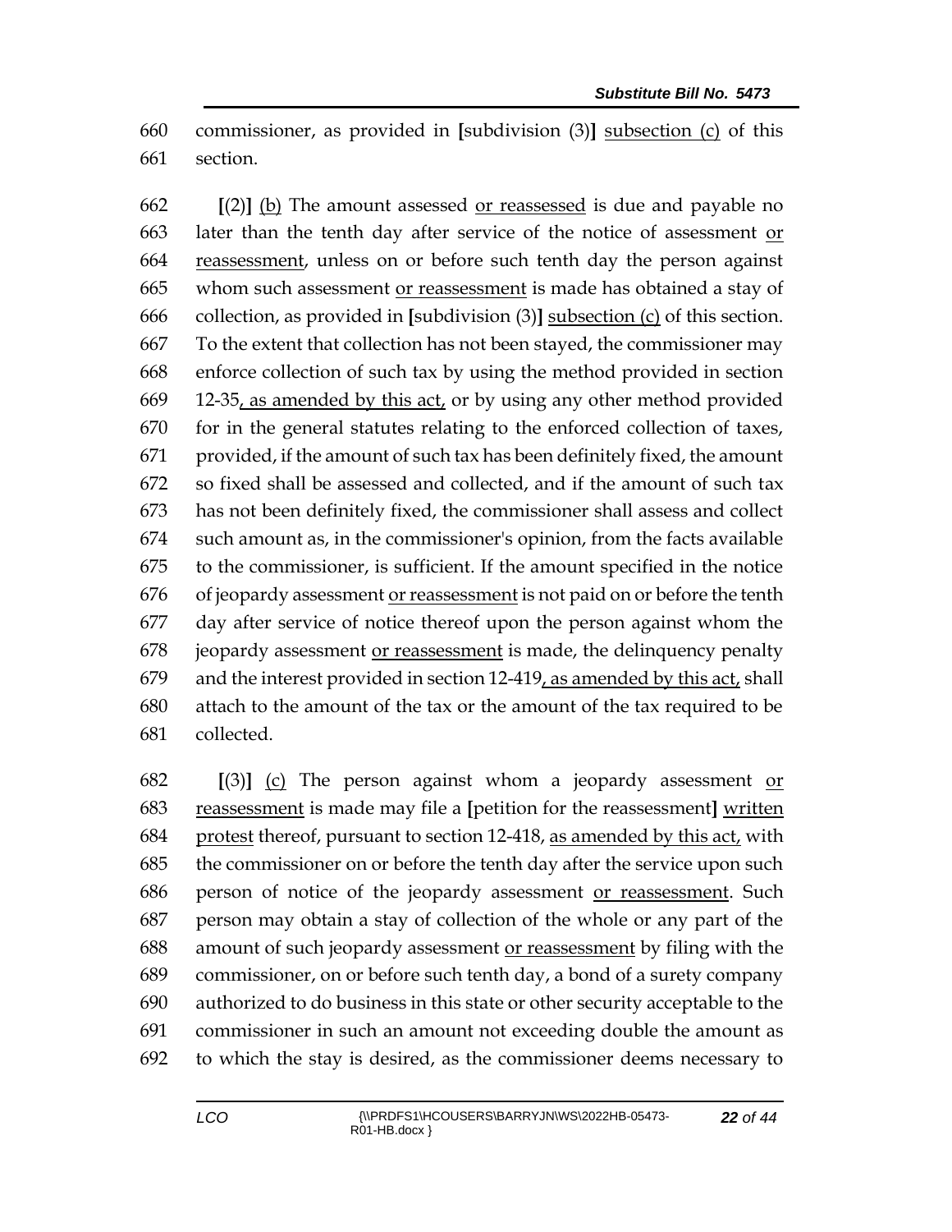660 commissioner, as provided in **[**subdivision (3)**]** <u>subsection (c)</u> of this
661 section.

662 **[**(2)**]** <u>(b)</u> The amount assessed <u>or reassessed</u> is due and payable no
663 later than the tenth day after service of the notice of assessment <u>or</u>
664 <u>reassessment</u>, unless on or before such tenth day the person against
665 whom such assessment <u>or reassessment</u> is made has obtained a stay of
666 collection, as provided in **[**subdivision (3)**]** <u>subsection (c)</u> of this section.
667 To the extent that collection has not been stayed, the commissioner may
668 enforce collection of such tax by using the method provided in section
669 12-35<u>, as amended by this act,</u> or by using any other method provided
670 for in the general statutes relating to the enforced collection of taxes,
671 provided, if the amount of such tax has been definitely fixed, the amount
672 so fixed shall be assessed and collected, and if the amount of such tax
673 has not been definitely fixed, the commissioner shall assess and collect
674 such amount as, in the commissioner's opinion, from the facts available
675 to the commissioner, is sufficient. If the amount specified in the notice
676 of jeopardy assessment <u>or reassessment</u> is not paid on or before the tenth
677 day after service of notice thereof upon the person against whom the
678 jeopardy assessment <u>or reassessment</u> is made, the delinquency penalty
679 and the interest provided in section 12-419<u>, as amended by this act,</u> shall
680 attach to the amount of the tax or the amount of the tax required to be
681 collected.

682 **[**(3)**]** <u>(c)</u> The person against whom a jeopardy assessment <u>or</u>
683 <u>reassessment</u> is made may file a **[**petition for the reassessment**]** <u>written</u>
684 <u>protest</u> thereof, pursuant to section 12-418, <u>as amended by this act,</u> with
685 the commissioner on or before the tenth day after the service upon such
686 person of notice of the jeopardy assessment <u>or reassessment</u>. Such
687 person may obtain a stay of collection of the whole or any part of the
688 amount of such jeopardy assessment <u>or reassessment</u> by filing with the
689 commissioner, on or before such tenth day, a bond of a surety company
690 authorized to do business in this state or other security acceptable to the
691 commissioner in such an amount not exceeding double the amount as
692 to which the stay is desired, as the commissioner deems necessary to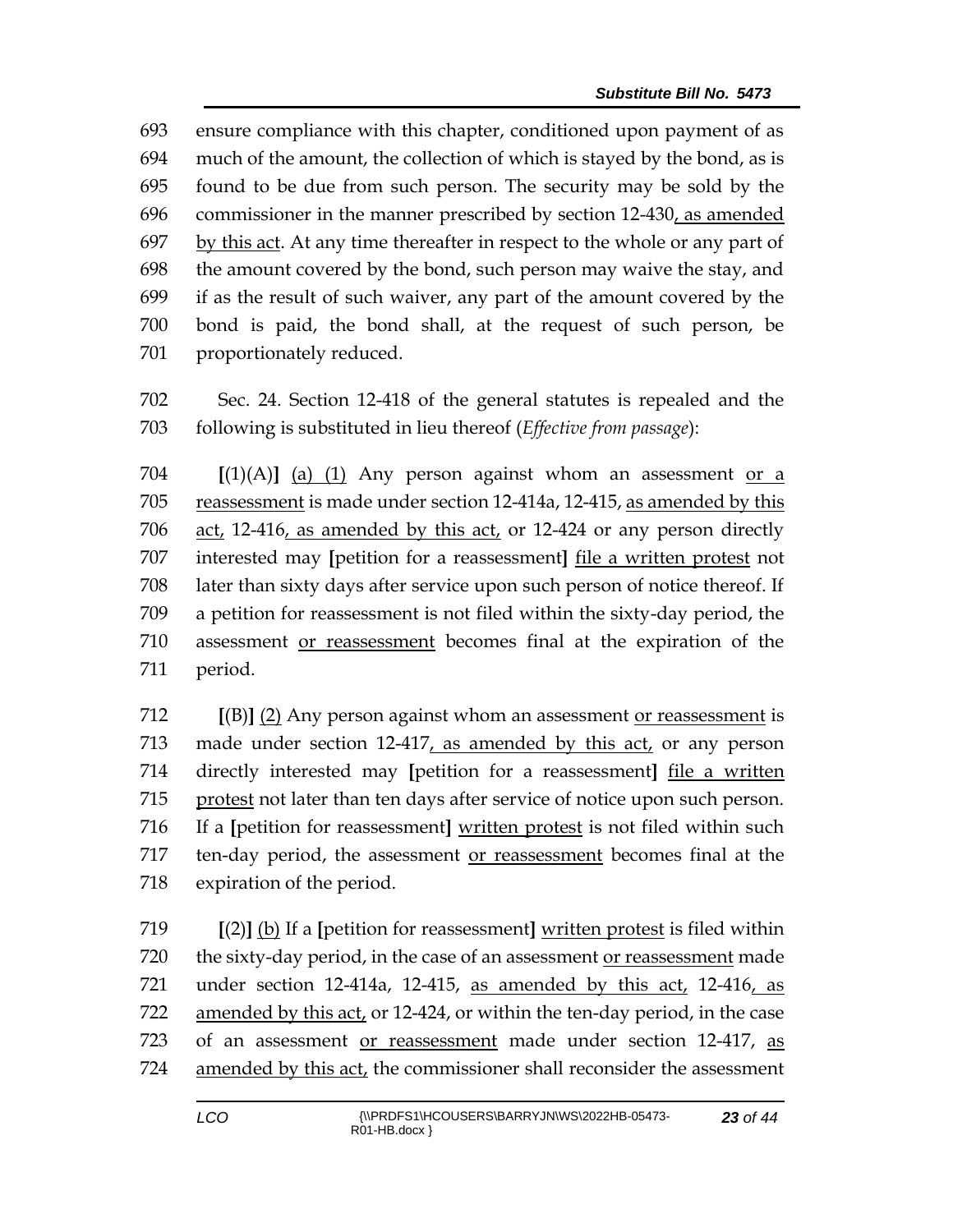ensure compliance with this chapter, conditioned upon payment of as much of the amount, the collection of which is stayed by the bond, as is found to be due from such person. The security may be sold by the commissioner in the manner prescribed by section 12-430, as amended by this act. At any time thereafter in respect to the whole or any part of the amount covered by the bond, such person may waive the stay, and if as the result of such waiver, any part of the amount covered by the bond is paid, the bond shall, at the request of such person, be proportionately reduced.

Sec. 24. Section 12-418 of the general statutes is repealed and the following is substituted in lieu thereof (*Effective from passage*):

**[**(1)(A)**]** (a) (1) Any person against whom an assessment or a reassessment is made under section 12-414a, 12-415, as amended by this act, 12-416, as amended by this act, or 12-424 or any person directly interested may **[**petition for a reassessment**]** file a written protest not later than sixty days after service upon such person of notice thereof. If a petition for reassessment is not filed within the sixty-day period, the assessment or reassessment becomes final at the expiration of the period.

**[**(B)**]** (2) Any person against whom an assessment or reassessment is made under section 12-417, as amended by this act, or any person directly interested may **[**petition for a reassessment**]** file a written protest not later than ten days after service of notice upon such person. If a **[**petition for reassessment**]** written protest is not filed within such ten-day period, the assessment or reassessment becomes final at the expiration of the period.

**[**(2)**]** (b) If a **[**petition for reassessment**]** written protest is filed within the sixty-day period, in the case of an assessment or reassessment made under section 12-414a, 12-415, as amended by this act, 12-416, as amended by this act, or 12-424, or within the ten-day period, in the case of an assessment or reassessment made under section 12-417, as amended by this act, the commissioner shall reconsider the assessment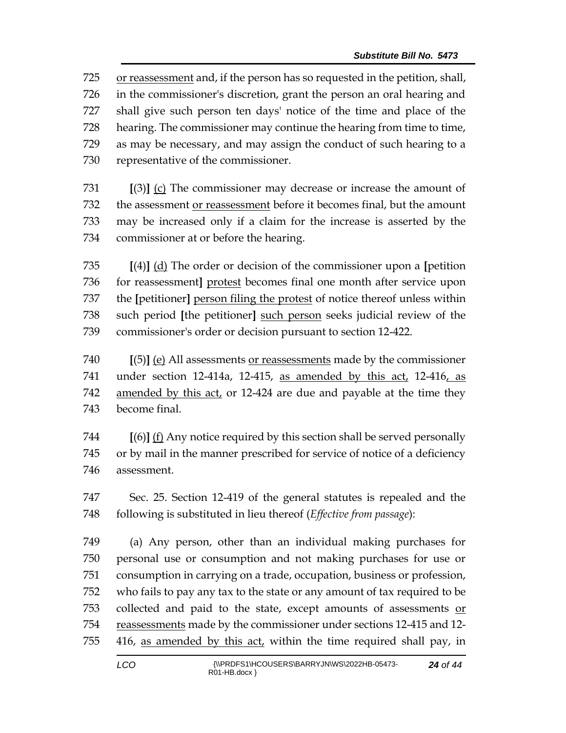725 or reassessment and, if the person has so requested in the petition, shall,
726 in the commissioner's discretion, grant the person an oral hearing and
727 shall give such person ten days' notice of the time and place of the
728 hearing. The commissioner may continue the hearing from time to time,
729 as may be necessary, and may assign the conduct of such hearing to a
730 representative of the commissioner.

731 [(3)] (c) The commissioner may decrease or increase the amount of
732 the assessment or reassessment before it becomes final, but the amount
733 may be increased only if a claim for the increase is asserted by the
734 commissioner at or before the hearing.

735 [(4)] (d) The order or decision of the commissioner upon a [petition
736 for reassessment] protest becomes final one month after service upon
737 the [petitioner] person filing the protest of notice thereof unless within
738 such period [the petitioner] such person seeks judicial review of the
739 commissioner's order or decision pursuant to section 12-422.

740 [(5)] (e) All assessments or reassessments made by the commissioner
741 under section 12-414a, 12-415, as amended by this act, 12-416, as
742 amended by this act, or 12-424 are due and payable at the time they
743 become final.

744 [(6)] (f) Any notice required by this section shall be served personally
745 or by mail in the manner prescribed for service of notice of a deficiency
746 assessment.

747 Sec. 25. Section 12-419 of the general statutes is repealed and the
748 following is substituted in lieu thereof (*Effective from passage*):

749 (a) Any person, other than an individual making purchases for
750 personal use or consumption and not making purchases for use or
751 consumption in carrying on a trade, occupation, business or profession,
752 who fails to pay any tax to the state or any amount of tax required to be
753 collected and paid to the state, except amounts of assessments or
754 reassessments made by the commissioner under sections 12-415 and 12-
755 416, as amended by this act, within the time required shall pay, in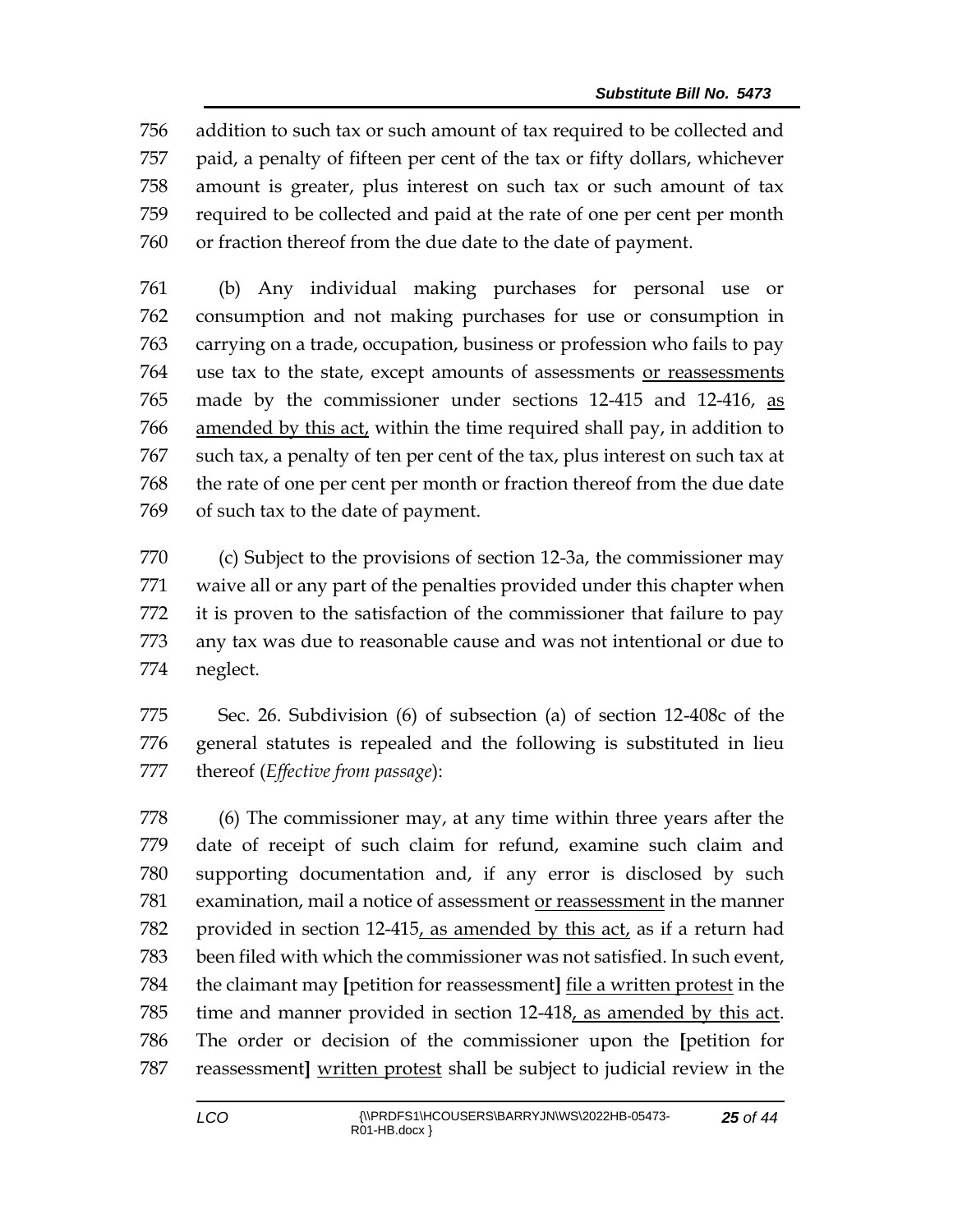addition to such tax or such amount of tax required to be collected and paid, a penalty of fifteen per cent of the tax or fifty dollars, whichever amount is greater, plus interest on such tax or such amount of tax required to be collected and paid at the rate of one per cent per month or fraction thereof from the due date to the date of payment.

(b) Any individual making purchases for personal use or consumption and not making purchases for use or consumption in carrying on a trade, occupation, business or profession who fails to pay use tax to the state, except amounts of assessments <u>or reassessments</u> made by the commissioner under sections 12-415 and 12-416, <u>as amended by this act,</u> within the time required shall pay, in addition to such tax, a penalty of ten per cent of the tax, plus interest on such tax at the rate of one per cent per month or fraction thereof from the due date of such tax to the date of payment.

(c) Subject to the provisions of section 12-3a, the commissioner may waive all or any part of the penalties provided under this chapter when it is proven to the satisfaction of the commissioner that failure to pay any tax was due to reasonable cause and was not intentional or due to neglect.

Sec. 26. Subdivision (6) of subsection (a) of section 12-408c of the general statutes is repealed and the following is substituted in lieu thereof (*Effective from passage*):

(6) The commissioner may, at any time within three years after the date of receipt of such claim for refund, examine such claim and supporting documentation and, if any error is disclosed by such examination, mail a notice of assessment <u>or reassessment</u> in the manner provided in section 12-415<u>, as amended by this act,</u> as if a return had been filed with which the commissioner was not satisfied. In such event, the claimant may **[**petition for reassessment**]** <u>file a written protest</u> in the time and manner provided in section 12-418<u>, as amended by this act</u>. The order or decision of the commissioner upon the **[**petition for reassessment**]** <u>written protest</u> shall be subject to judicial review in the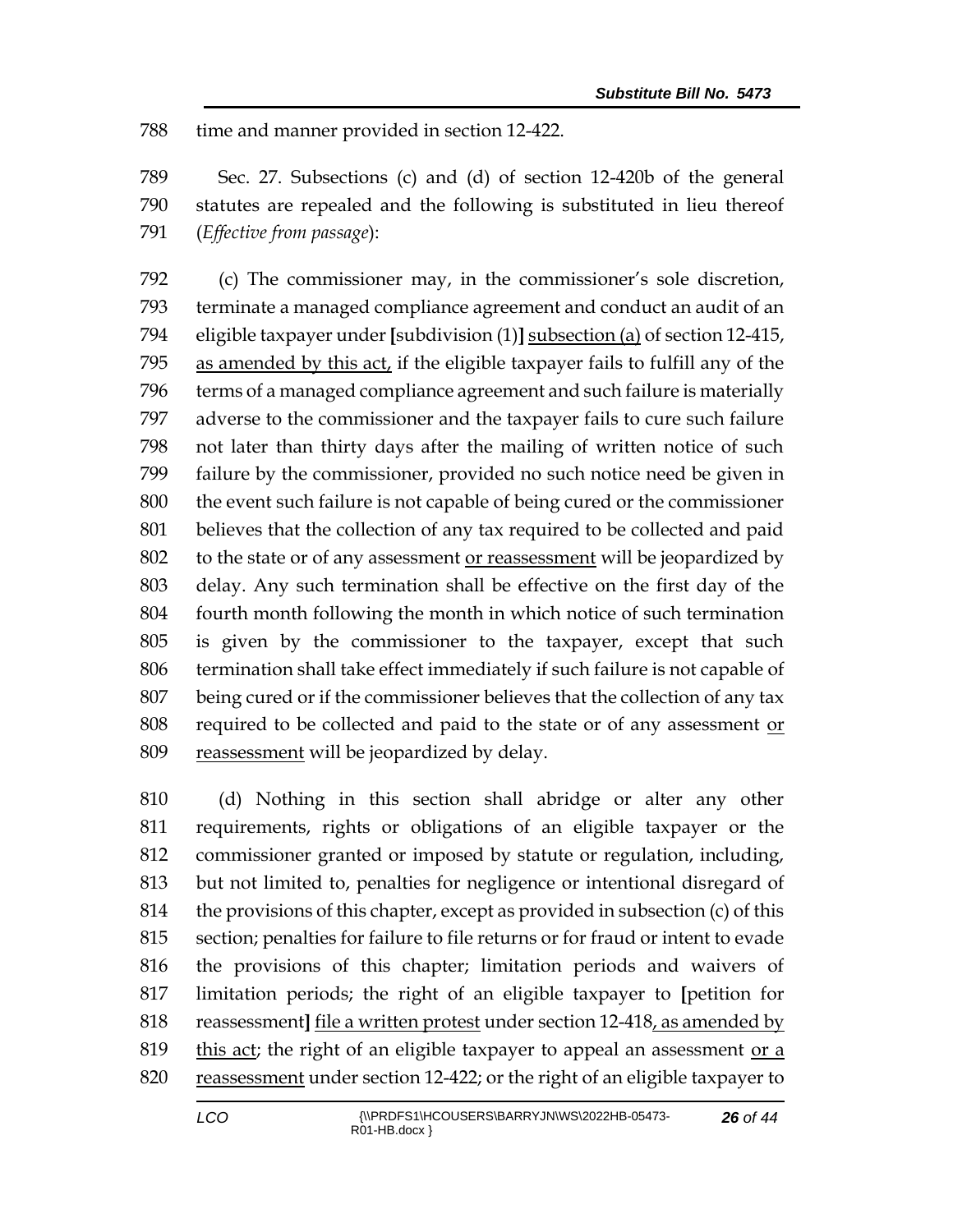time and manner provided in section 12-422.

Sec. 27. Subsections (c) and (d) of section 12-420b of the general statutes are repealed and the following is substituted in lieu thereof (*Effective from passage*):

(c) The commissioner may, in the commissioner's sole discretion, terminate a managed compliance agreement and conduct an audit of an eligible taxpayer under [subdivision (1)] subsection (a) of section 12-415, as amended by this act, if the eligible taxpayer fails to fulfill any of the terms of a managed compliance agreement and such failure is materially adverse to the commissioner and the taxpayer fails to cure such failure not later than thirty days after the mailing of written notice of such failure by the commissioner, provided no such notice need be given in the event such failure is not capable of being cured or the commissioner believes that the collection of any tax required to be collected and paid to the state or of any assessment or reassessment will be jeopardized by delay. Any such termination shall be effective on the first day of the fourth month following the month in which notice of such termination is given by the commissioner to the taxpayer, except that such termination shall take effect immediately if such failure is not capable of being cured or if the commissioner believes that the collection of any tax required to be collected and paid to the state or of any assessment or reassessment will be jeopardized by delay.

(d) Nothing in this section shall abridge or alter any other requirements, rights or obligations of an eligible taxpayer or the commissioner granted or imposed by statute or regulation, including, but not limited to, penalties for negligence or intentional disregard of the provisions of this chapter, except as provided in subsection (c) of this section; penalties for failure to file returns or for fraud or intent to evade the provisions of this chapter; limitation periods and waivers of limitation periods; the right of an eligible taxpayer to [petition for reassessment] file a written protest under section 12-418, as amended by this act; the right of an eligible taxpayer to appeal an assessment or a reassessment under section 12-422; or the right of an eligible taxpayer to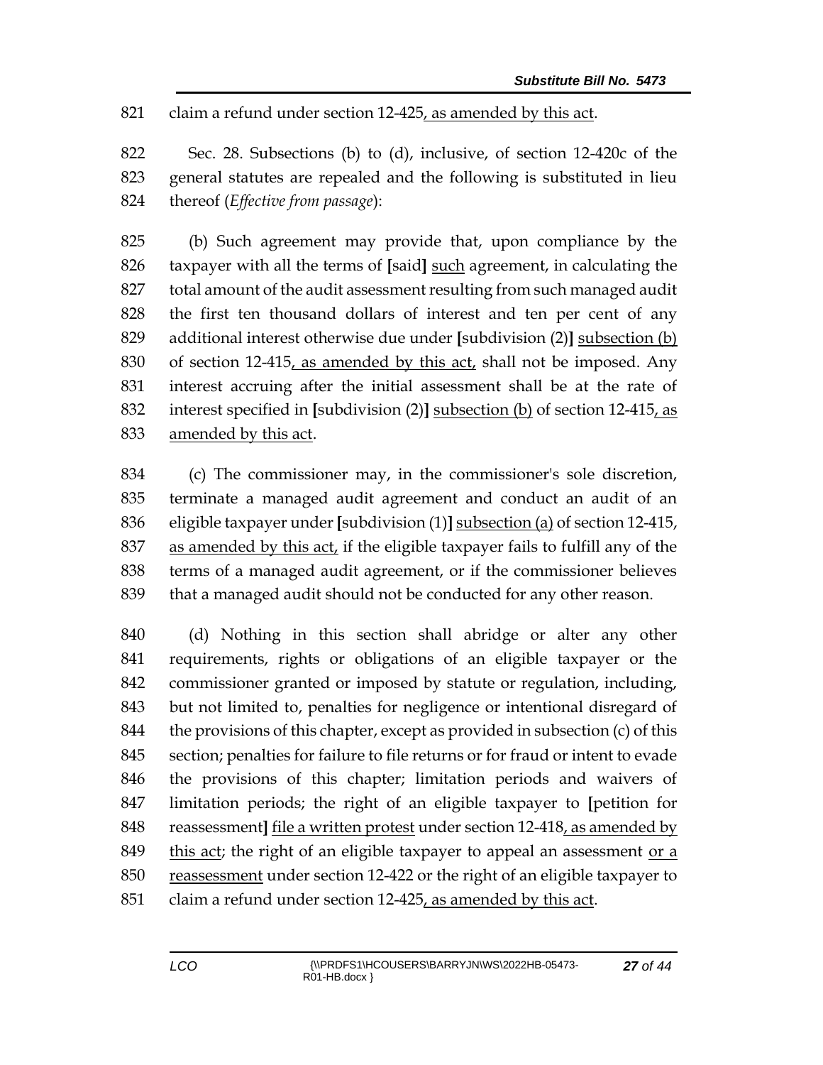claim a refund under section 12-425, as amended by this act.

Sec. 28. Subsections (b) to (d), inclusive, of section 12-420c of the general statutes are repealed and the following is substituted in lieu thereof (*Effective from passage*):

(b) Such agreement may provide that, upon compliance by the taxpayer with all the terms of [said] such agreement, in calculating the total amount of the audit assessment resulting from such managed audit the first ten thousand dollars of interest and ten per cent of any additional interest otherwise due under [subdivision (2)] subsection (b) of section 12-415, as amended by this act, shall not be imposed. Any interest accruing after the initial assessment shall be at the rate of interest specified in [subdivision (2)] subsection (b) of section 12-415, as amended by this act.

(c) The commissioner may, in the commissioner's sole discretion, terminate a managed audit agreement and conduct an audit of an eligible taxpayer under [subdivision (1)] subsection (a) of section 12-415, as amended by this act, if the eligible taxpayer fails to fulfill any of the terms of a managed audit agreement, or if the commissioner believes that a managed audit should not be conducted for any other reason.

(d) Nothing in this section shall abridge or alter any other requirements, rights or obligations of an eligible taxpayer or the commissioner granted or imposed by statute or regulation, including, but not limited to, penalties for negligence or intentional disregard of the provisions of this chapter, except as provided in subsection (c) of this section; penalties for failure to file returns or for fraud or intent to evade the provisions of this chapter; limitation periods and waivers of limitation periods; the right of an eligible taxpayer to [petition for reassessment] file a written protest under section 12-418, as amended by this act; the right of an eligible taxpayer to appeal an assessment or a reassessment under section 12-422 or the right of an eligible taxpayer to claim a refund under section 12-425, as amended by this act.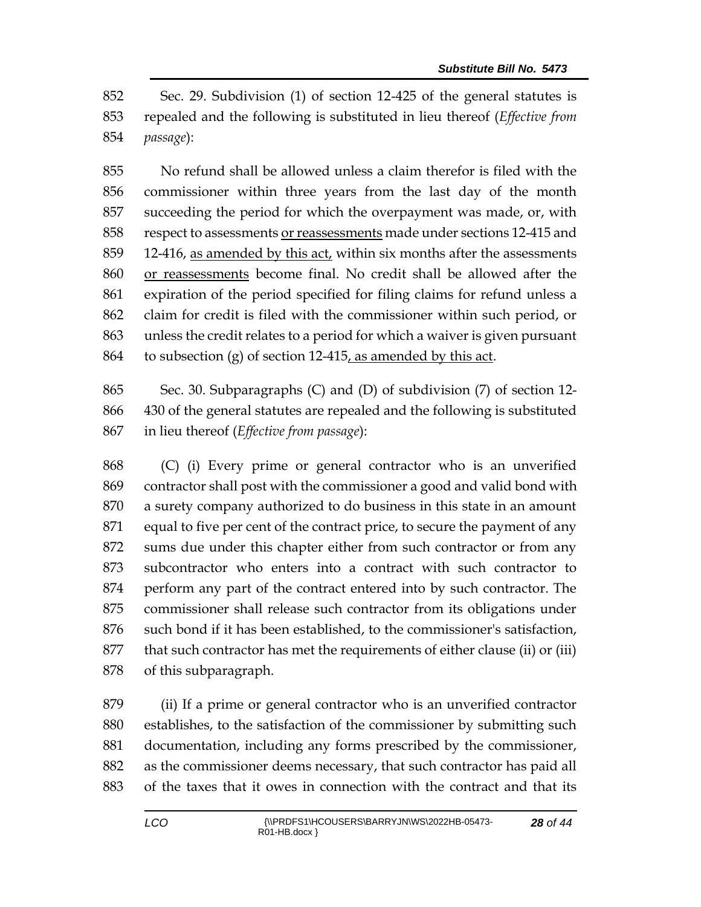852 Sec. 29. Subdivision (1) of section 12-425 of the general statutes is
853 repealed and the following is substituted in lieu thereof (*Effective from*
854 *passage*):

855 No refund shall be allowed unless a claim therefor is filed with the
856 commissioner within three years from the last day of the month
857 succeeding the period for which the overpayment was made, or, with
858 respect to assessments <u>or reassessments</u> made under sections 12-415 and
859 12-416, <u>as amended by this act,</u> within six months after the assessments
860 <u>or reassessments</u> become final. No credit shall be allowed after the
861 expiration of the period specified for filing claims for refund unless a
862 claim for credit is filed with the commissioner within such period, or
863 unless the credit relates to a period for which a waiver is given pursuant
864 to subsection (g) of section 12-415<u>, as amended by this act</u>.

865 Sec. 30. Subparagraphs (C) and (D) of subdivision (7) of section 12-
866 430 of the general statutes are repealed and the following is substituted
867 in lieu thereof (*Effective from passage*):

868 (C) (i) Every prime or general contractor who is an unverified
869 contractor shall post with the commissioner a good and valid bond with
870 a surety company authorized to do business in this state in an amount
871 equal to five per cent of the contract price, to secure the payment of any
872 sums due under this chapter either from such contractor or from any
873 subcontractor who enters into a contract with such contractor to
874 perform any part of the contract entered into by such contractor. The
875 commissioner shall release such contractor from its obligations under
876 such bond if it has been established, to the commissioner's satisfaction,
877 that such contractor has met the requirements of either clause (ii) or (iii)
878 of this subparagraph.

879 (ii) If a prime or general contractor who is an unverified contractor
880 establishes, to the satisfaction of the commissioner by submitting such
881 documentation, including any forms prescribed by the commissioner,
882 as the commissioner deems necessary, that such contractor has paid all
883 of the taxes that it owes in connection with the contract and that its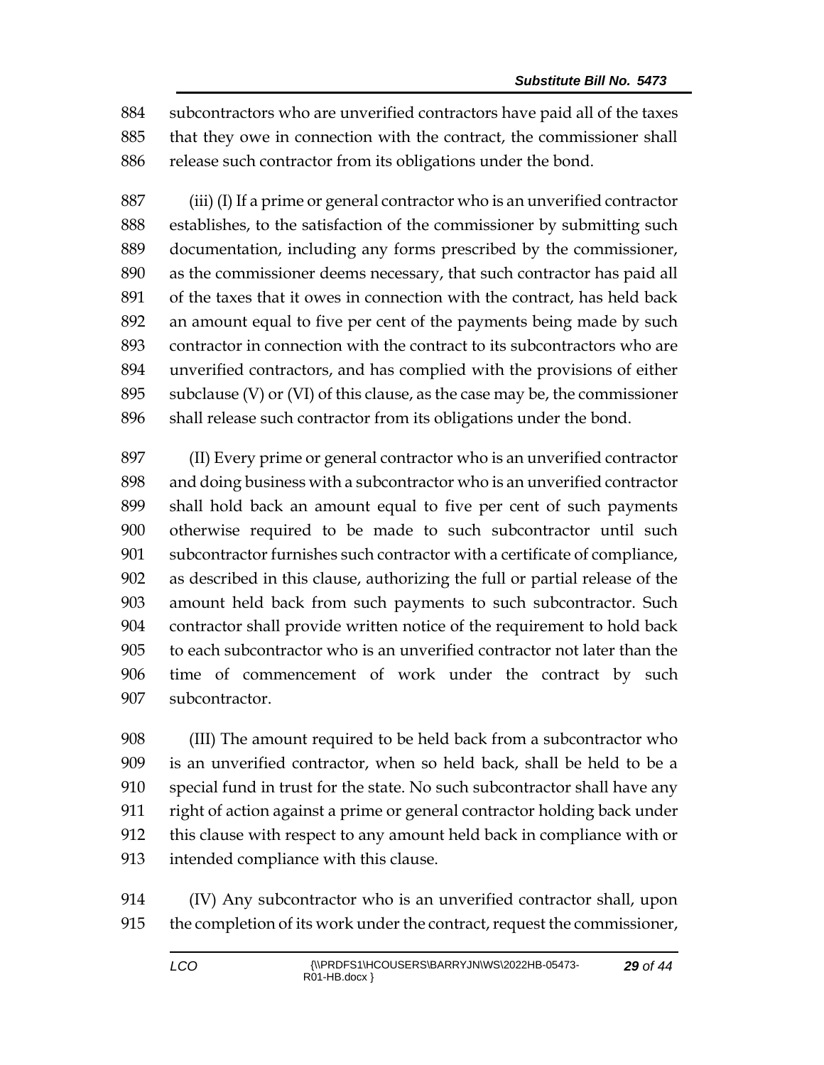subcontractors who are unverified contractors have paid all of the taxes that they owe in connection with the contract, the commissioner shall release such contractor from its obligations under the bond.

(iii) (I) If a prime or general contractor who is an unverified contractor establishes, to the satisfaction of the commissioner by submitting such documentation, including any forms prescribed by the commissioner, as the commissioner deems necessary, that such contractor has paid all of the taxes that it owes in connection with the contract, has held back an amount equal to five per cent of the payments being made by such contractor in connection with the contract to its subcontractors who are unverified contractors, and has complied with the provisions of either subclause (V) or (VI) of this clause, as the case may be, the commissioner shall release such contractor from its obligations under the bond.

(II) Every prime or general contractor who is an unverified contractor and doing business with a subcontractor who is an unverified contractor shall hold back an amount equal to five per cent of such payments otherwise required to be made to such subcontractor until such subcontractor furnishes such contractor with a certificate of compliance, as described in this clause, authorizing the full or partial release of the amount held back from such payments to such subcontractor. Such contractor shall provide written notice of the requirement to hold back to each subcontractor who is an unverified contractor not later than the time of commencement of work under the contract by such subcontractor.

(III) The amount required to be held back from a subcontractor who is an unverified contractor, when so held back, shall be held to be a special fund in trust for the state. No such subcontractor shall have any right of action against a prime or general contractor holding back under this clause with respect to any amount held back in compliance with or intended compliance with this clause.

(IV) Any subcontractor who is an unverified contractor shall, upon the completion of its work under the contract, request the commissioner,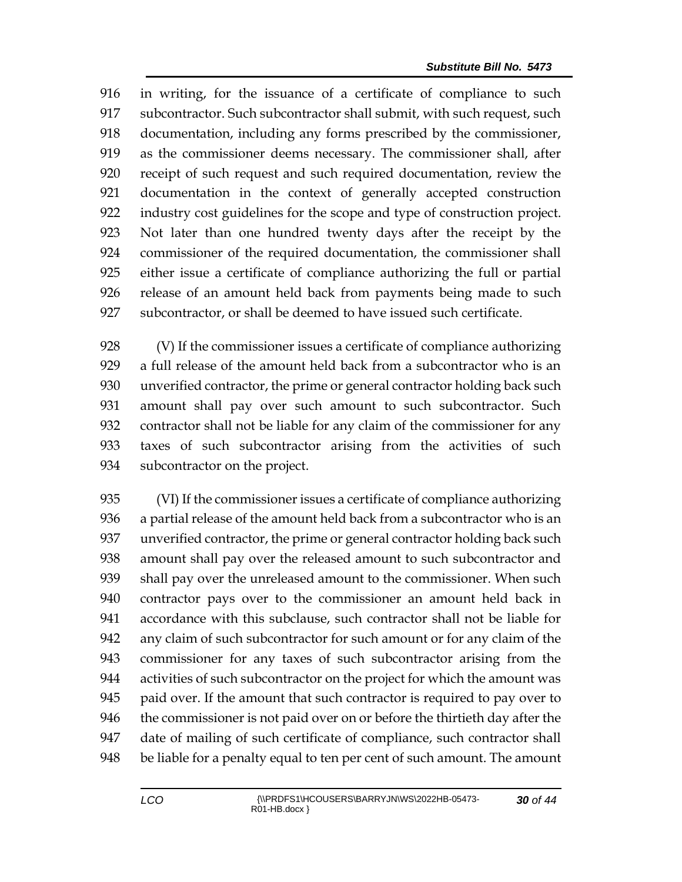in writing, for the issuance of a certificate of compliance to such subcontractor. Such subcontractor shall submit, with such request, such documentation, including any forms prescribed by the commissioner, as the commissioner deems necessary. The commissioner shall, after receipt of such request and such required documentation, review the documentation in the context of generally accepted construction industry cost guidelines for the scope and type of construction project. Not later than one hundred twenty days after the receipt by the commissioner of the required documentation, the commissioner shall either issue a certificate of compliance authorizing the full or partial release of an amount held back from payments being made to such subcontractor, or shall be deemed to have issued such certificate.

(V) If the commissioner issues a certificate of compliance authorizing a full release of the amount held back from a subcontractor who is an unverified contractor, the prime or general contractor holding back such amount shall pay over such amount to such subcontractor. Such contractor shall not be liable for any claim of the commissioner for any taxes of such subcontractor arising from the activities of such subcontractor on the project.

(VI) If the commissioner issues a certificate of compliance authorizing a partial release of the amount held back from a subcontractor who is an unverified contractor, the prime or general contractor holding back such amount shall pay over the released amount to such subcontractor and shall pay over the unreleased amount to the commissioner. When such contractor pays over to the commissioner an amount held back in accordance with this subclause, such contractor shall not be liable for any claim of such subcontractor for such amount or for any claim of the commissioner for any taxes of such subcontractor arising from the activities of such subcontractor on the project for which the amount was paid over. If the amount that such contractor is required to pay over to the commissioner is not paid over on or before the thirtieth day after the date of mailing of such certificate of compliance, such contractor shall be liable for a penalty equal to ten per cent of such amount. The amount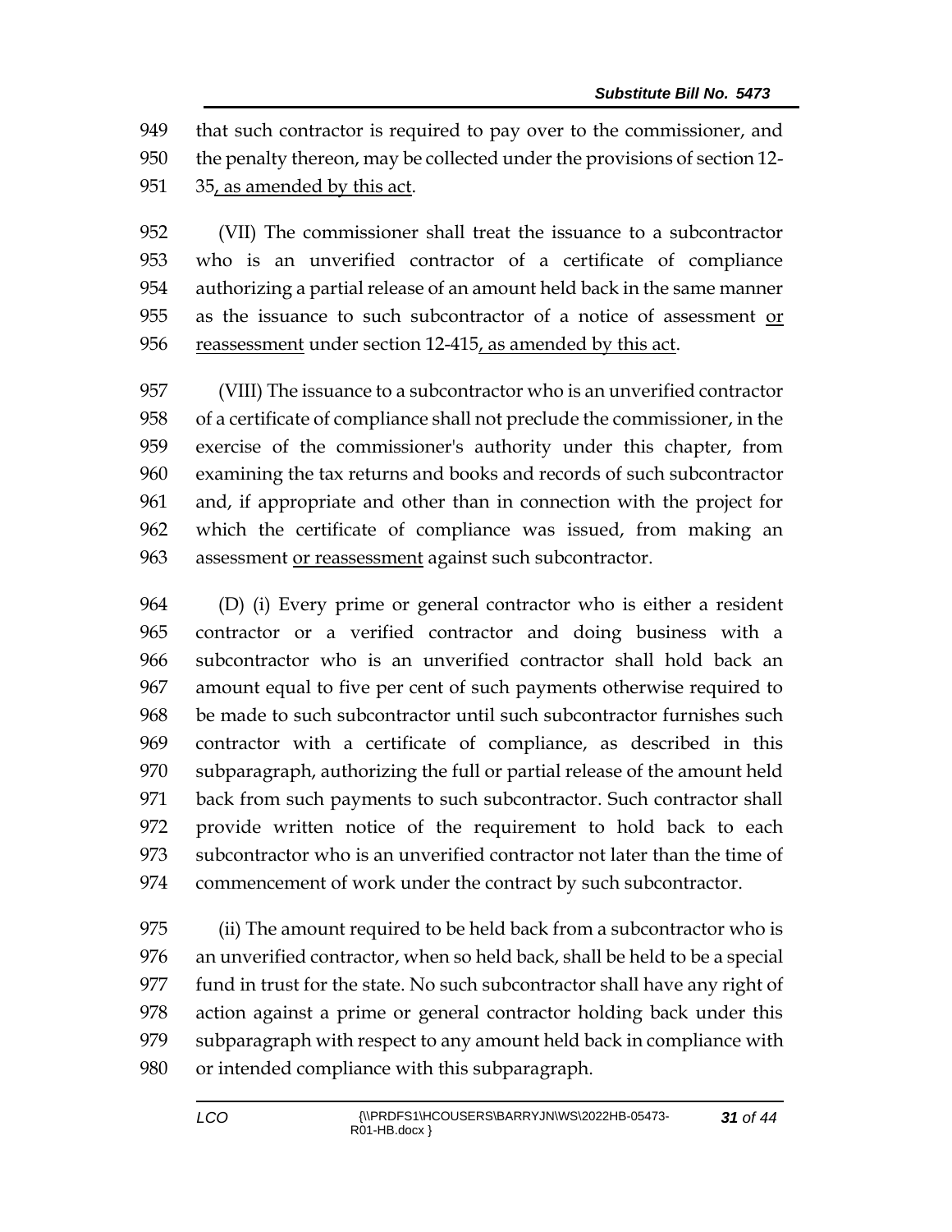949 that such contractor is required to pay over to the commissioner, and
950 the penalty thereon, may be collected under the provisions of section 12-
951 35, as amended by this act.

952 (VII) The commissioner shall treat the issuance to a subcontractor
953 who is an unverified contractor of a certificate of compliance
954 authorizing a partial release of an amount held back in the same manner
955 as the issuance to such subcontractor of a notice of assessment or
956 reassessment under section 12-415, as amended by this act.

957 (VIII) The issuance to a subcontractor who is an unverified contractor
958 of a certificate of compliance shall not preclude the commissioner, in the
959 exercise of the commissioner's authority under this chapter, from
960 examining the tax returns and books and records of such subcontractor
961 and, if appropriate and other than in connection with the project for
962 which the certificate of compliance was issued, from making an
963 assessment or reassessment against such subcontractor.

964 (D) (i) Every prime or general contractor who is either a resident
965 contractor or a verified contractor and doing business with a
966 subcontractor who is an unverified contractor shall hold back an
967 amount equal to five per cent of such payments otherwise required to
968 be made to such subcontractor until such subcontractor furnishes such
969 contractor with a certificate of compliance, as described in this
970 subparagraph, authorizing the full or partial release of the amount held
971 back from such payments to such subcontractor. Such contractor shall
972 provide written notice of the requirement to hold back to each
973 subcontractor who is an unverified contractor not later than the time of
974 commencement of work under the contract by such subcontractor.

975 (ii) The amount required to be held back from a subcontractor who is
976 an unverified contractor, when so held back, shall be held to be a special
977 fund in trust for the state. No such subcontractor shall have any right of
978 action against a prime or general contractor holding back under this
979 subparagraph with respect to any amount held back in compliance with
980 or intended compliance with this subparagraph.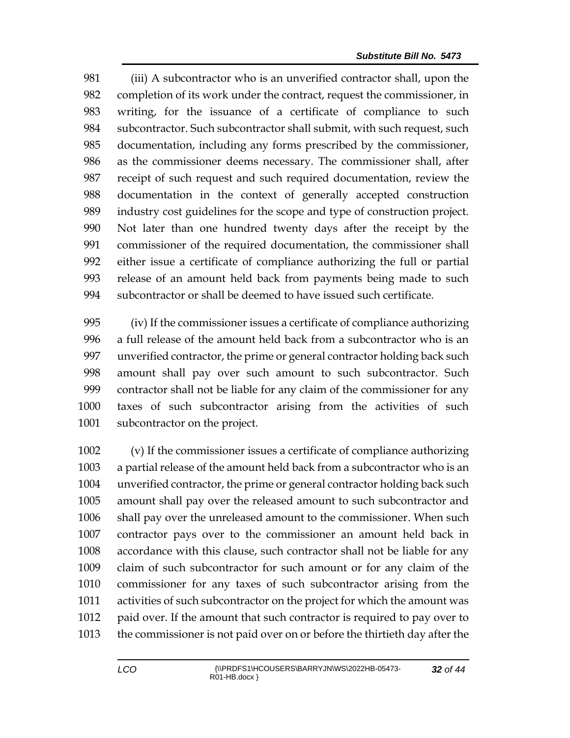(iii) A subcontractor who is an unverified contractor shall, upon the completion of its work under the contract, request the commissioner, in writing, for the issuance of a certificate of compliance to such subcontractor. Such subcontractor shall submit, with such request, such documentation, including any forms prescribed by the commissioner, as the commissioner deems necessary. The commissioner shall, after receipt of such request and such required documentation, review the documentation in the context of generally accepted construction industry cost guidelines for the scope and type of construction project. Not later than one hundred twenty days after the receipt by the commissioner of the required documentation, the commissioner shall either issue a certificate of compliance authorizing the full or partial release of an amount held back from payments being made to such subcontractor or shall be deemed to have issued such certificate.

(iv) If the commissioner issues a certificate of compliance authorizing a full release of the amount held back from a subcontractor who is an unverified contractor, the prime or general contractor holding back such amount shall pay over such amount to such subcontractor. Such contractor shall not be liable for any claim of the commissioner for any taxes of such subcontractor arising from the activities of such subcontractor on the project.

(v) If the commissioner issues a certificate of compliance authorizing a partial release of the amount held back from a subcontractor who is an unverified contractor, the prime or general contractor holding back such amount shall pay over the released amount to such subcontractor and shall pay over the unreleased amount to the commissioner. When such contractor pays over to the commissioner an amount held back in accordance with this clause, such contractor shall not be liable for any claim of such subcontractor for such amount or for any claim of the commissioner for any taxes of such subcontractor arising from the activities of such subcontractor on the project for which the amount was paid over. If the amount that such contractor is required to pay over to the commissioner is not paid over on or before the thirtieth day after the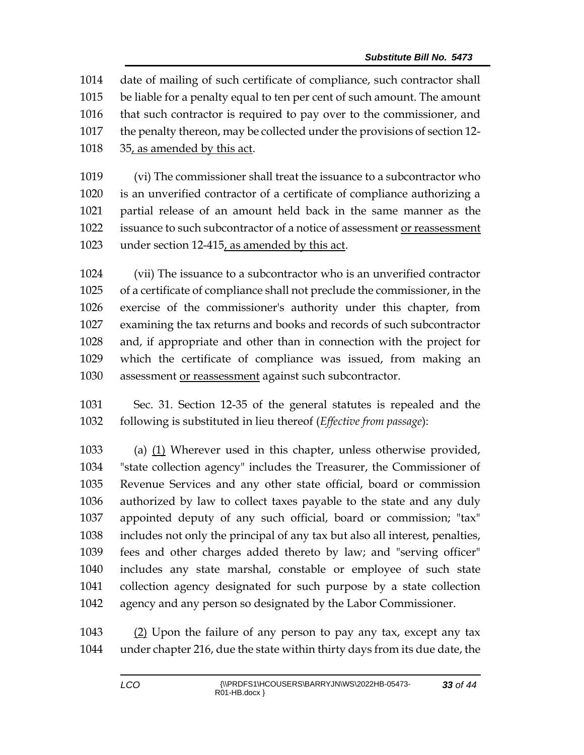date of mailing of such certificate of compliance, such contractor shall be liable for a penalty equal to ten per cent of such amount. The amount that such contractor is required to pay over to the commissioner, and the penalty thereon, may be collected under the provisions of section 12-35, as amended by this act.

(vi) The commissioner shall treat the issuance to a subcontractor who is an unverified contractor of a certificate of compliance authorizing a partial release of an amount held back in the same manner as the issuance to such subcontractor of a notice of assessment or reassessment under section 12-415, as amended by this act.

(vii) The issuance to a subcontractor who is an unverified contractor of a certificate of compliance shall not preclude the commissioner, in the exercise of the commissioner's authority under this chapter, from examining the tax returns and books and records of such subcontractor and, if appropriate and other than in connection with the project for which the certificate of compliance was issued, from making an assessment or reassessment against such subcontractor.

Sec. 31. Section 12-35 of the general statutes is repealed and the following is substituted in lieu thereof (*Effective from passage*):

(a) (1) Wherever used in this chapter, unless otherwise provided, "state collection agency" includes the Treasurer, the Commissioner of Revenue Services and any other state official, board or commission authorized by law to collect taxes payable to the state and any duly appointed deputy of any such official, board or commission; "tax" includes not only the principal of any tax but also all interest, penalties, fees and other charges added thereto by law; and "serving officer" includes any state marshal, constable or employee of such state collection agency designated for such purpose by a state collection agency and any person so designated by the Labor Commissioner.

(2) Upon the failure of any person to pay any tax, except any tax under chapter 216, due the state within thirty days from its due date, the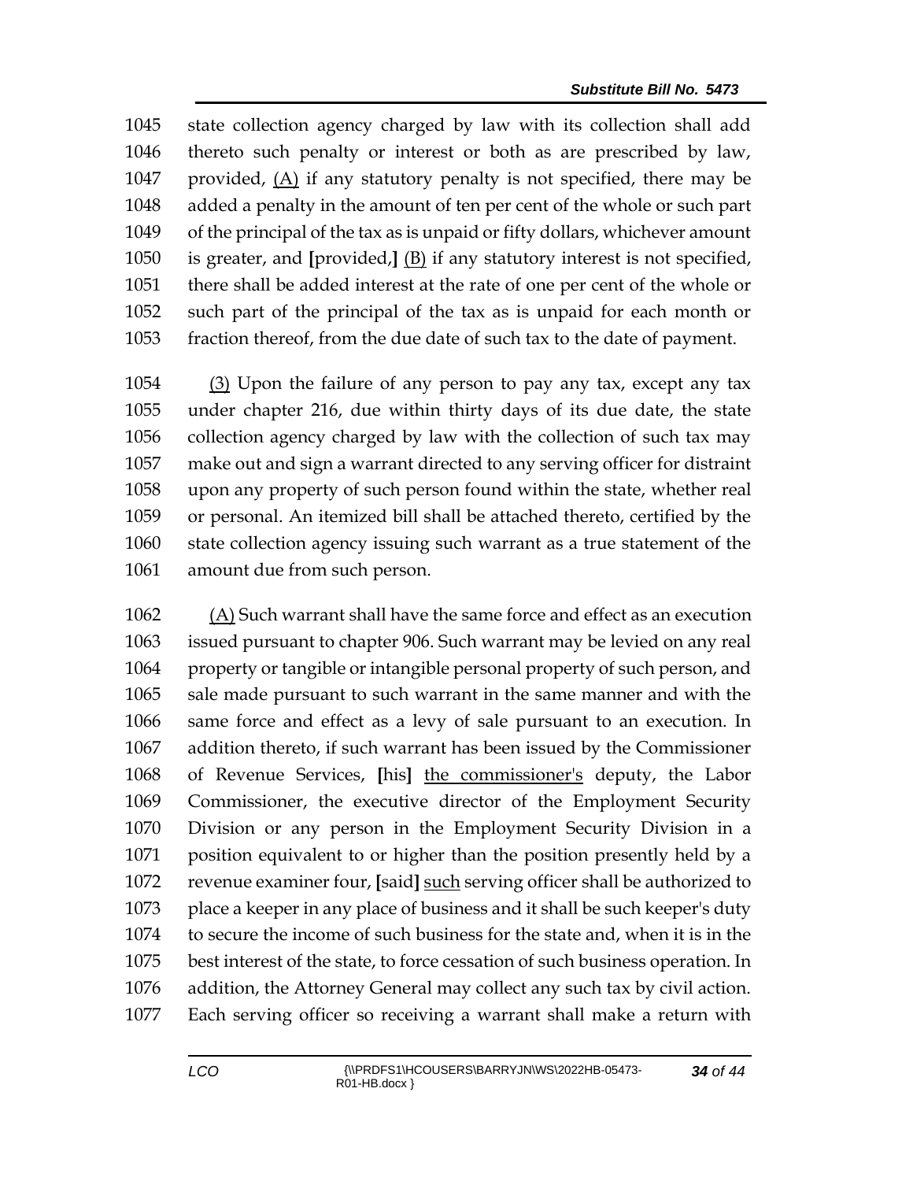state collection agency charged by law with its collection shall add thereto such penalty or interest or both as are prescribed by law, provided, (A) if any statutory penalty is not specified, there may be added a penalty in the amount of ten per cent of the whole or such part of the principal of the tax as is unpaid or fifty dollars, whichever amount is greater, and [provided,] (B) if any statutory interest is not specified, there shall be added interest at the rate of one per cent of the whole or such part of the principal of the tax as is unpaid for each month or fraction thereof, from the due date of such tax to the date of payment.

(3) Upon the failure of any person to pay any tax, except any tax under chapter 216, due within thirty days of its due date, the state collection agency charged by law with the collection of such tax may make out and sign a warrant directed to any serving officer for distraint upon any property of such person found within the state, whether real or personal. An itemized bill shall be attached thereto, certified by the state collection agency issuing such warrant as a true statement of the amount due from such person.

(A) Such warrant shall have the same force and effect as an execution issued pursuant to chapter 906. Such warrant may be levied on any real property or tangible or intangible personal property of such person, and sale made pursuant to such warrant in the same manner and with the same force and effect as a levy of sale pursuant to an execution. In addition thereto, if such warrant has been issued by the Commissioner of Revenue Services, [his] the commissioner's deputy, the Labor Commissioner, the executive director of the Employment Security Division or any person in the Employment Security Division in a position equivalent to or higher than the position presently held by a revenue examiner four, [said] such serving officer shall be authorized to place a keeper in any place of business and it shall be such keeper's duty to secure the income of such business for the state and, when it is in the best interest of the state, to force cessation of such business operation. In addition, the Attorney General may collect any such tax by civil action. Each serving officer so receiving a warrant shall make a return with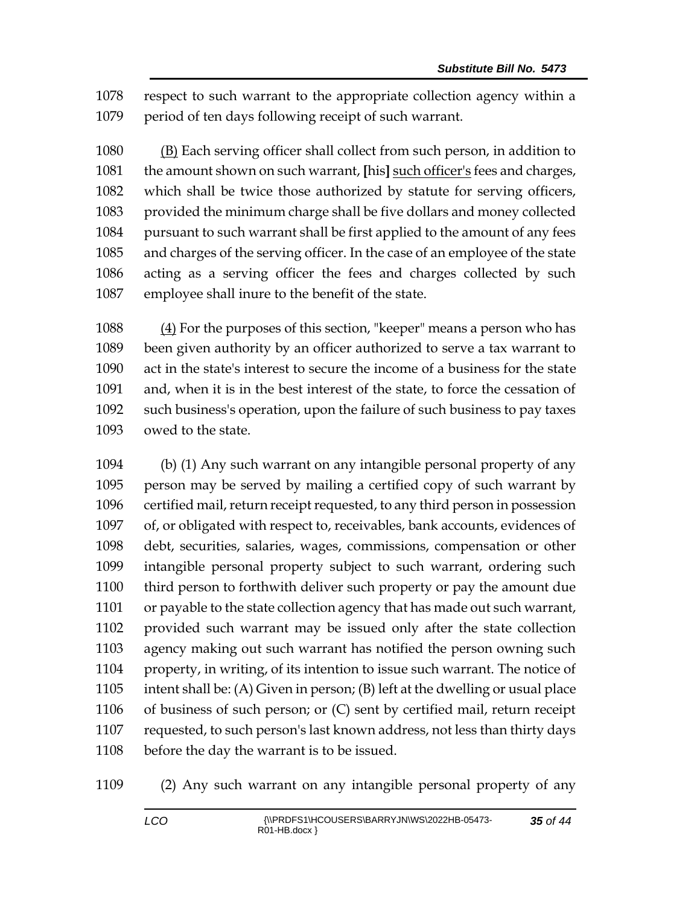1078 respect to such warrant to the appropriate collection agency within a
1079 period of ten days following receipt of such warrant.

1080 (B) Each serving officer shall collect from such person, in addition to
1081 the amount shown on such warrant, **[**his**]** such officer's fees and charges,
1082 which shall be twice those authorized by statute for serving officers,
1083 provided the minimum charge shall be five dollars and money collected
1084 pursuant to such warrant shall be first applied to the amount of any fees
1085 and charges of the serving officer. In the case of an employee of the state
1086 acting as a serving officer the fees and charges collected by such
1087 employee shall inure to the benefit of the state.

1088 (4) For the purposes of this section, "keeper" means a person who has
1089 been given authority by an officer authorized to serve a tax warrant to
1090 act in the state's interest to secure the income of a business for the state
1091 and, when it is in the best interest of the state, to force the cessation of
1092 such business's operation, upon the failure of such business to pay taxes
1093 owed to the state.

1094 (b) (1) Any such warrant on any intangible personal property of any
1095 person may be served by mailing a certified copy of such warrant by
1096 certified mail, return receipt requested, to any third person in possession
1097 of, or obligated with respect to, receivables, bank accounts, evidences of
1098 debt, securities, salaries, wages, commissions, compensation or other
1099 intangible personal property subject to such warrant, ordering such
1100 third person to forthwith deliver such property or pay the amount due
1101 or payable to the state collection agency that has made out such warrant,
1102 provided such warrant may be issued only after the state collection
1103 agency making out such warrant has notified the person owning such
1104 property, in writing, of its intention to issue such warrant. The notice of
1105 intent shall be: (A) Given in person; (B) left at the dwelling or usual place
1106 of business of such person; or (C) sent by certified mail, return receipt
1107 requested, to such person's last known address, not less than thirty days
1108 before the day the warrant is to be issued.

1109 (2) Any such warrant on any intangible personal property of any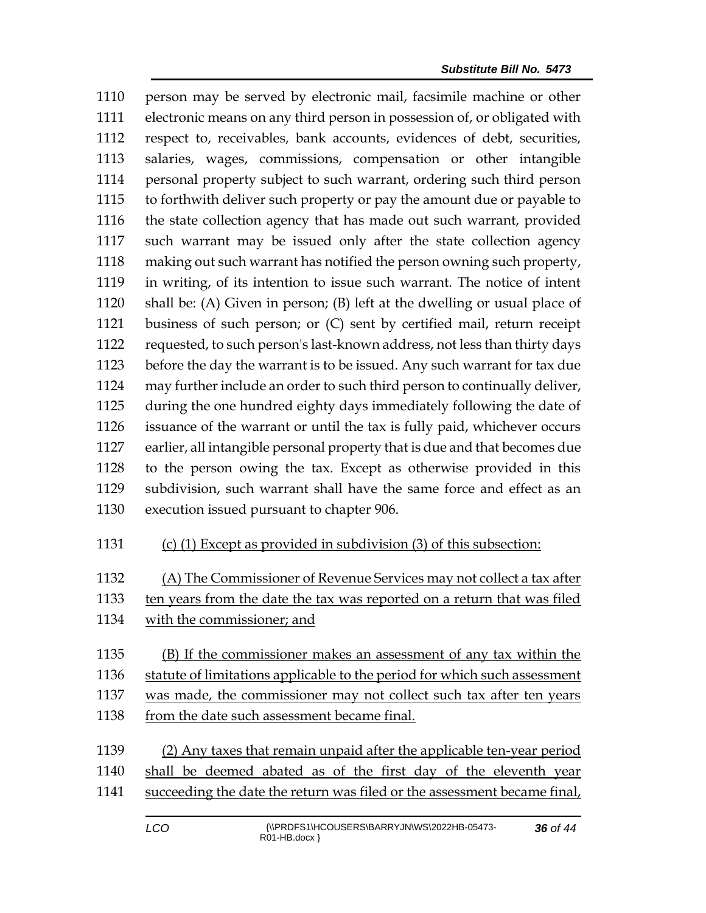person may be served by electronic mail, facsimile machine or other electronic means on any third person in possession of, or obligated with respect to, receivables, bank accounts, evidences of debt, securities, salaries, wages, commissions, compensation or other intangible personal property subject to such warrant, ordering such third person to forthwith deliver such property or pay the amount due or payable to the state collection agency that has made out such warrant, provided such warrant may be issued only after the state collection agency making out such warrant has notified the person owning such property, in writing, of its intention to issue such warrant. The notice of intent shall be: (A) Given in person; (B) left at the dwelling or usual place of business of such person; or (C) sent by certified mail, return receipt requested, to such person's last-known address, not less than thirty days before the day the warrant is to be issued. Any such warrant for tax due may further include an order to such third person to continually deliver, during the one hundred eighty days immediately following the date of issuance of the warrant or until the tax is fully paid, whichever occurs earlier, all intangible personal property that is due and that becomes due to the person owing the tax. Except as otherwise provided in this subdivision, such warrant shall have the same force and effect as an execution issued pursuant to chapter 906.

(c) (1) Except as provided in subdivision (3) of this subsection:

(A) The Commissioner of Revenue Services may not collect a tax after ten years from the date the tax was reported on a return that was filed with the commissioner; and

(B) If the commissioner makes an assessment of any tax within the statute of limitations applicable to the period for which such assessment was made, the commissioner may not collect such tax after ten years from the date such assessment became final.

(2) Any taxes that remain unpaid after the applicable ten-year period shall be deemed abated as of the first day of the eleventh year succeeding the date the return was filed or the assessment became final,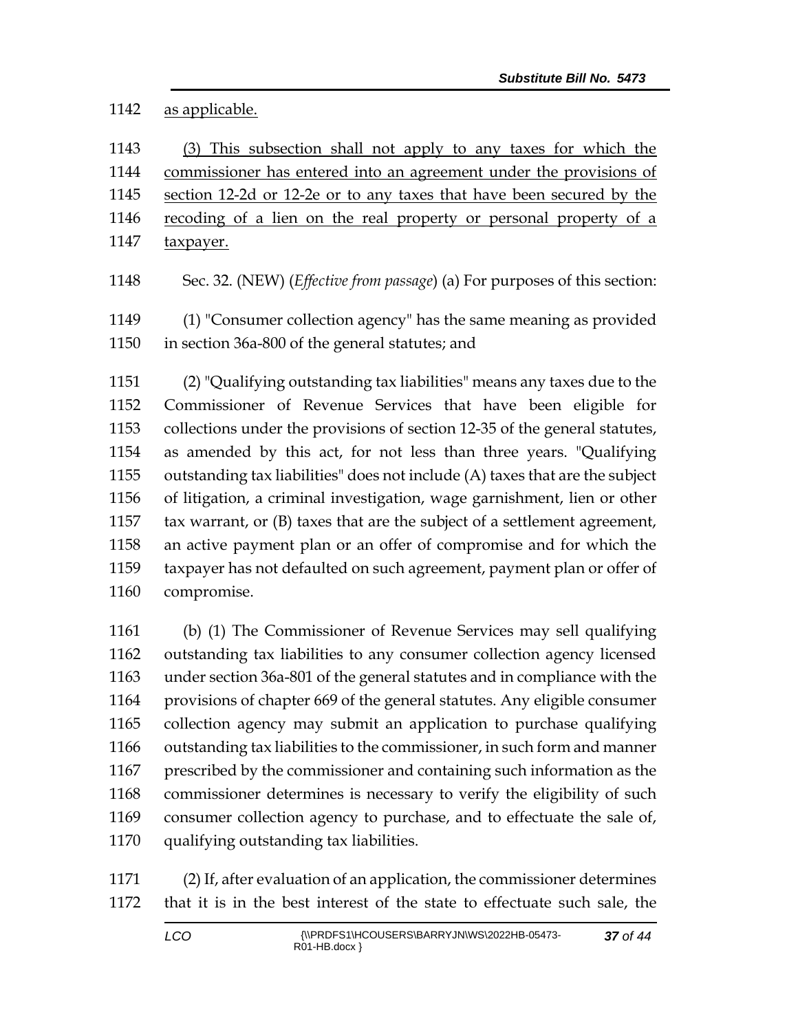as applicable.

(3) This subsection shall not apply to any taxes for which the commissioner has entered into an agreement under the provisions of section 12-2d or 12-2e or to any taxes that have been secured by the recoding of a lien on the real property or personal property of a taxpayer.

Sec. 32. (NEW) (*Effective from passage*) (a) For purposes of this section:

(1) "Consumer collection agency" has the same meaning as provided in section 36a-800 of the general statutes; and

(2) "Qualifying outstanding tax liabilities" means any taxes due to the Commissioner of Revenue Services that have been eligible for collections under the provisions of section 12-35 of the general statutes, as amended by this act, for not less than three years. "Qualifying outstanding tax liabilities" does not include (A) taxes that are the subject of litigation, a criminal investigation, wage garnishment, lien or other tax warrant, or (B) taxes that are the subject of a settlement agreement, an active payment plan or an offer of compromise and for which the taxpayer has not defaulted on such agreement, payment plan or offer of compromise.

(b) (1) The Commissioner of Revenue Services may sell qualifying outstanding tax liabilities to any consumer collection agency licensed under section 36a-801 of the general statutes and in compliance with the provisions of chapter 669 of the general statutes. Any eligible consumer collection agency may submit an application to purchase qualifying outstanding tax liabilities to the commissioner, in such form and manner prescribed by the commissioner and containing such information as the commissioner determines is necessary to verify the eligibility of such consumer collection agency to purchase, and to effectuate the sale of, qualifying outstanding tax liabilities.

(2) If, after evaluation of an application, the commissioner determines that it is in the best interest of the state to effectuate such sale, the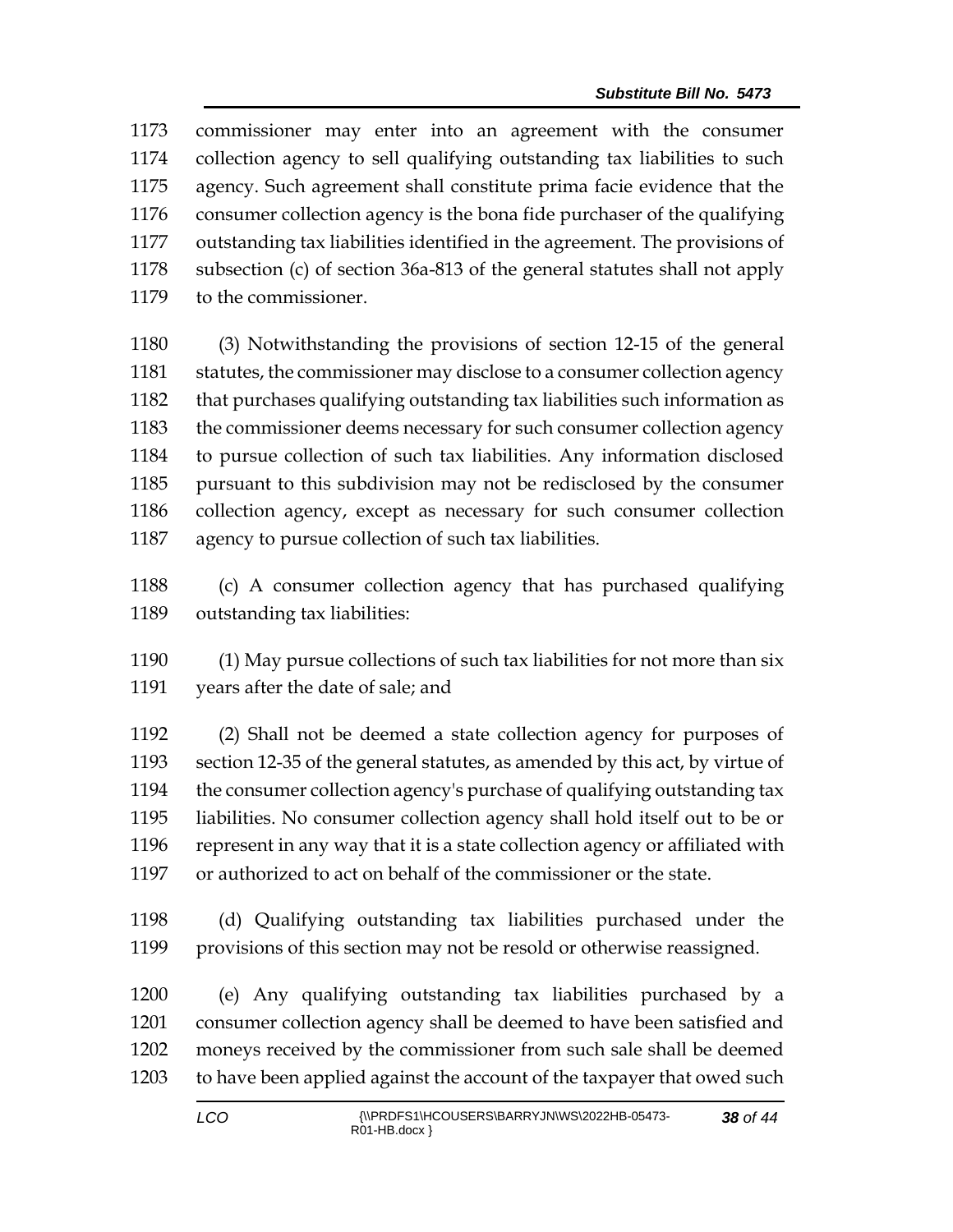commissioner may enter into an agreement with the consumer collection agency to sell qualifying outstanding tax liabilities to such agency. Such agreement shall constitute prima facie evidence that the consumer collection agency is the bona fide purchaser of the qualifying outstanding tax liabilities identified in the agreement. The provisions of subsection (c) of section 36a-813 of the general statutes shall not apply to the commissioner.

(3) Notwithstanding the provisions of section 12-15 of the general statutes, the commissioner may disclose to a consumer collection agency that purchases qualifying outstanding tax liabilities such information as the commissioner deems necessary for such consumer collection agency to pursue collection of such tax liabilities. Any information disclosed pursuant to this subdivision may not be redisclosed by the consumer collection agency, except as necessary for such consumer collection agency to pursue collection of such tax liabilities.

(c) A consumer collection agency that has purchased qualifying outstanding tax liabilities:

(1) May pursue collections of such tax liabilities for not more than six years after the date of sale; and

(2) Shall not be deemed a state collection agency for purposes of section 12-35 of the general statutes, as amended by this act, by virtue of the consumer collection agency's purchase of qualifying outstanding tax liabilities. No consumer collection agency shall hold itself out to be or represent in any way that it is a state collection agency or affiliated with or authorized to act on behalf of the commissioner or the state.

(d) Qualifying outstanding tax liabilities purchased under the provisions of this section may not be resold or otherwise reassigned.

(e) Any qualifying outstanding tax liabilities purchased by a consumer collection agency shall be deemed to have been satisfied and moneys received by the commissioner from such sale shall be deemed to have been applied against the account of the taxpayer that owed such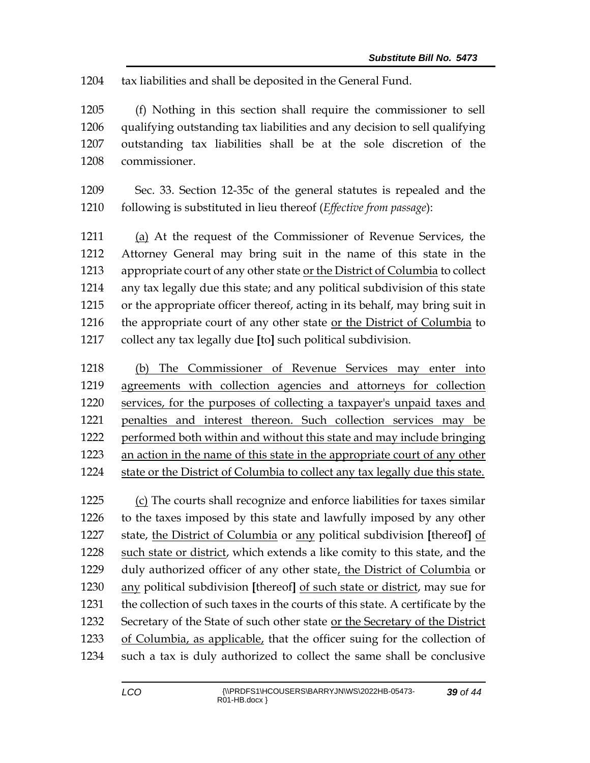tax liabilities and shall be deposited in the General Fund.

(f) Nothing in this section shall require the commissioner to sell qualifying outstanding tax liabilities and any decision to sell qualifying outstanding tax liabilities shall be at the sole discretion of the commissioner.

Sec. 33. Section 12-35c of the general statutes is repealed and the following is substituted in lieu thereof (*Effective from passage*):

<u>(a)</u> At the request of the Commissioner of Revenue Services, the Attorney General may bring suit in the name of this state in the appropriate court of any other state <u>or the District of Columbia</u> to collect any tax legally due this state; and any political subdivision of this state or the appropriate officer thereof, acting in its behalf, may bring suit in the appropriate court of any other state <u>or the District of Columbia</u> to collect any tax legally due **[**to**]** such political subdivision.

<u>(b) The Commissioner of Revenue Services may enter into agreements with collection agencies and attorneys for collection services, for the purposes of collecting a taxpayer's unpaid taxes and penalties and interest thereon. Such collection services may be performed both within and without this state and may include bringing an action in the name of this state in the appropriate court of any other state or the District of Columbia to collect any tax legally due this state.</u>

<u>(c)</u> The courts shall recognize and enforce liabilities for taxes similar to the taxes imposed by this state and lawfully imposed by any other state, <u>the District of Columbia</u> or <u>any</u> political subdivision **[**thereof**]** <u>of such state or district</u>, which extends a like comity to this state, and the duly authorized officer of any other state<u>, the District of Columbia</u> or <u>any</u> political subdivision **[**thereof**]** <u>of such state or district</u>, may sue for the collection of such taxes in the courts of this state. A certificate by the Secretary of the State of such other state <u>or the Secretary of the District of Columbia, as applicable,</u> that the officer suing for the collection of such a tax is duly authorized to collect the same shall be conclusive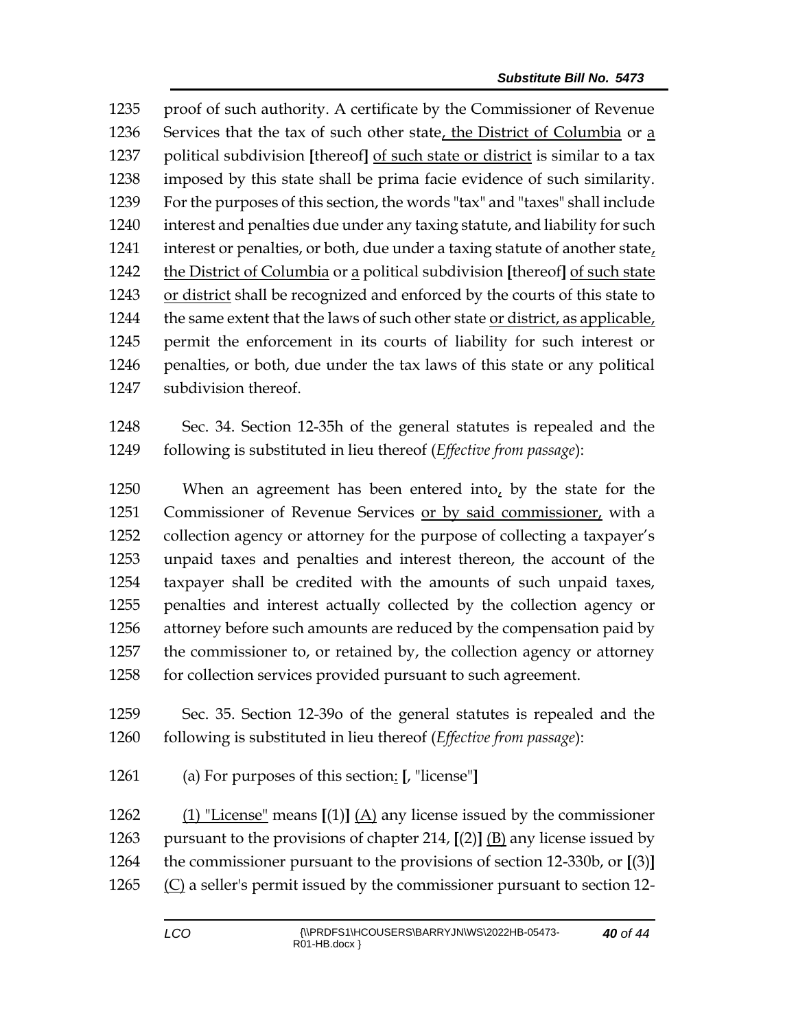1235 proof of such authority. A certificate by the Commissioner of Revenue
1236 Services that the tax of such other state, the District of Columbia or a
1237 political subdivision [thereof] of such state or district is similar to a tax
1238 imposed by this state shall be prima facie evidence of such similarity.
1239 For the purposes of this section, the words "tax" and "taxes" shall include
1240 interest and penalties due under any taxing statute, and liability for such
1241 interest or penalties, or both, due under a taxing statute of another state,
1242 the District of Columbia or a political subdivision [thereof] of such state
1243 or district shall be recognized and enforced by the courts of this state to
1244 the same extent that the laws of such other state or district, as applicable,
1245 permit the enforcement in its courts of liability for such interest or
1246 penalties, or both, due under the tax laws of this state or any political
1247 subdivision thereof.

1248 Sec. 34. Section 12-35h of the general statutes is repealed and the
1249 following is substituted in lieu thereof (*Effective from passage*):

1250 When an agreement has been entered into, by the state for the
1251 Commissioner of Revenue Services or by said commissioner, with a
1252 collection agency or attorney for the purpose of collecting a taxpayer's
1253 unpaid taxes and penalties and interest thereon, the account of the
1254 taxpayer shall be credited with the amounts of such unpaid taxes,
1255 penalties and interest actually collected by the collection agency or
1256 attorney before such amounts are reduced by the compensation paid by
1257 the commissioner to, or retained by, the collection agency or attorney
1258 for collection services provided pursuant to such agreement.

1259 Sec. 35. Section 12-39o of the general statutes is repealed and the
1260 following is substituted in lieu thereof (*Effective from passage*):

1261 (a) For purposes of this section: [, "license"]

1262 (1) "License" means [(1)] (A) any license issued by the commissioner
1263 pursuant to the provisions of chapter 214, [(2)] (B) any license issued by
1264 the commissioner pursuant to the provisions of section 12-330b, or [(3)]
1265 (C) a seller's permit issued by the commissioner pursuant to section 12-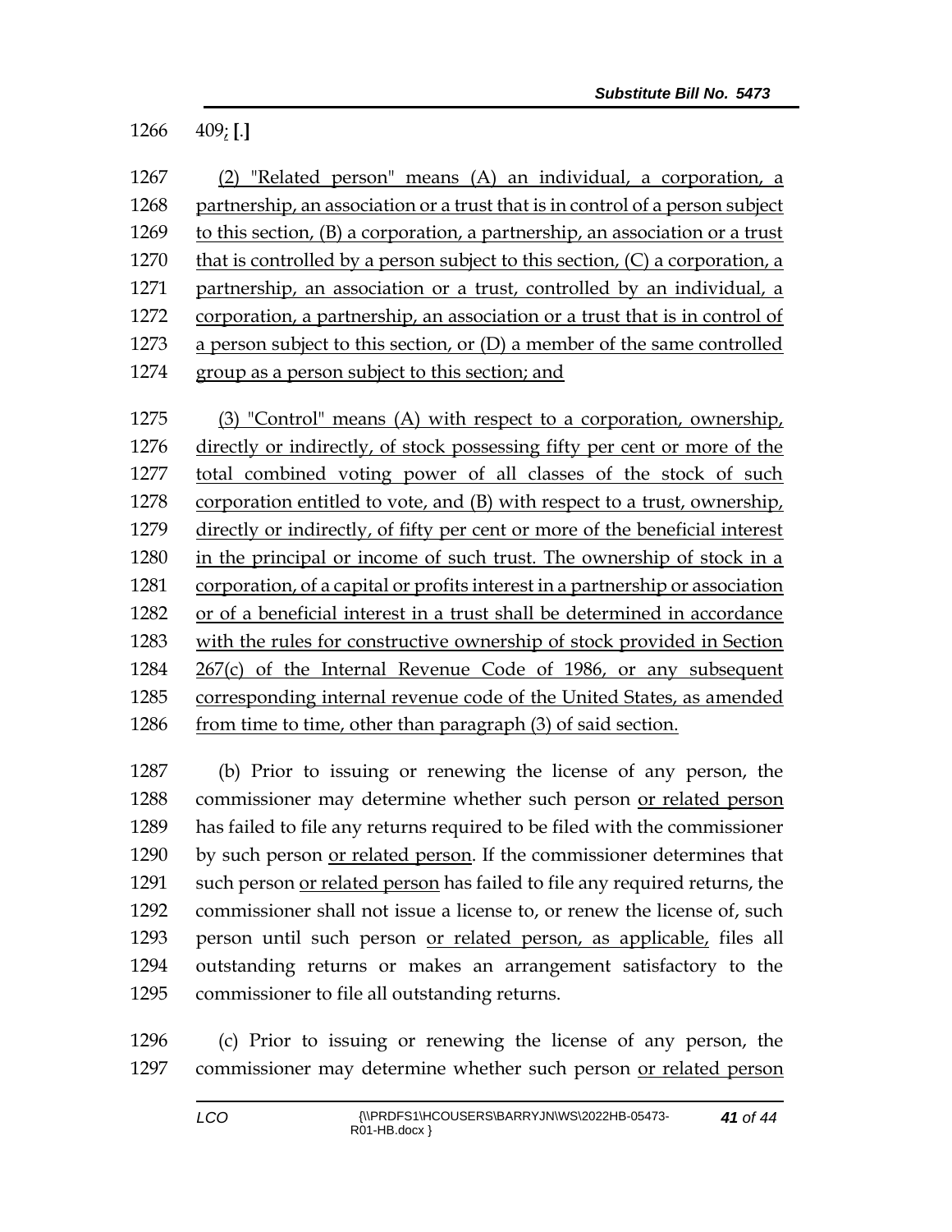409; [.]

(2) "Related person" means (A) an individual, a corporation, a partnership, an association or a trust that is in control of a person subject to this section, (B) a corporation, a partnership, an association or a trust that is controlled by a person subject to this section, (C) a corporation, a partnership, an association or a trust, controlled by an individual, a corporation, a partnership, an association or a trust that is in control of a person subject to this section, or (D) a member of the same controlled group as a person subject to this section; and

(3) "Control" means (A) with respect to a corporation, ownership, directly or indirectly, of stock possessing fifty per cent or more of the total combined voting power of all classes of the stock of such corporation entitled to vote, and (B) with respect to a trust, ownership, directly or indirectly, of fifty per cent or more of the beneficial interest in the principal or income of such trust. The ownership of stock in a corporation, of a capital or profits interest in a partnership or association or of a beneficial interest in a trust shall be determined in accordance with the rules for constructive ownership of stock provided in Section 267(c) of the Internal Revenue Code of 1986, or any subsequent corresponding internal revenue code of the United States, as amended from time to time, other than paragraph (3) of said section.

(b) Prior to issuing or renewing the license of any person, the commissioner may determine whether such person or related person has failed to file any returns required to be filed with the commissioner by such person or related person. If the commissioner determines that such person or related person has failed to file any required returns, the commissioner shall not issue a license to, or renew the license of, such person until such person or related person, as applicable, files all outstanding returns or makes an arrangement satisfactory to the commissioner to file all outstanding returns.

(c) Prior to issuing or renewing the license of any person, the commissioner may determine whether such person or related person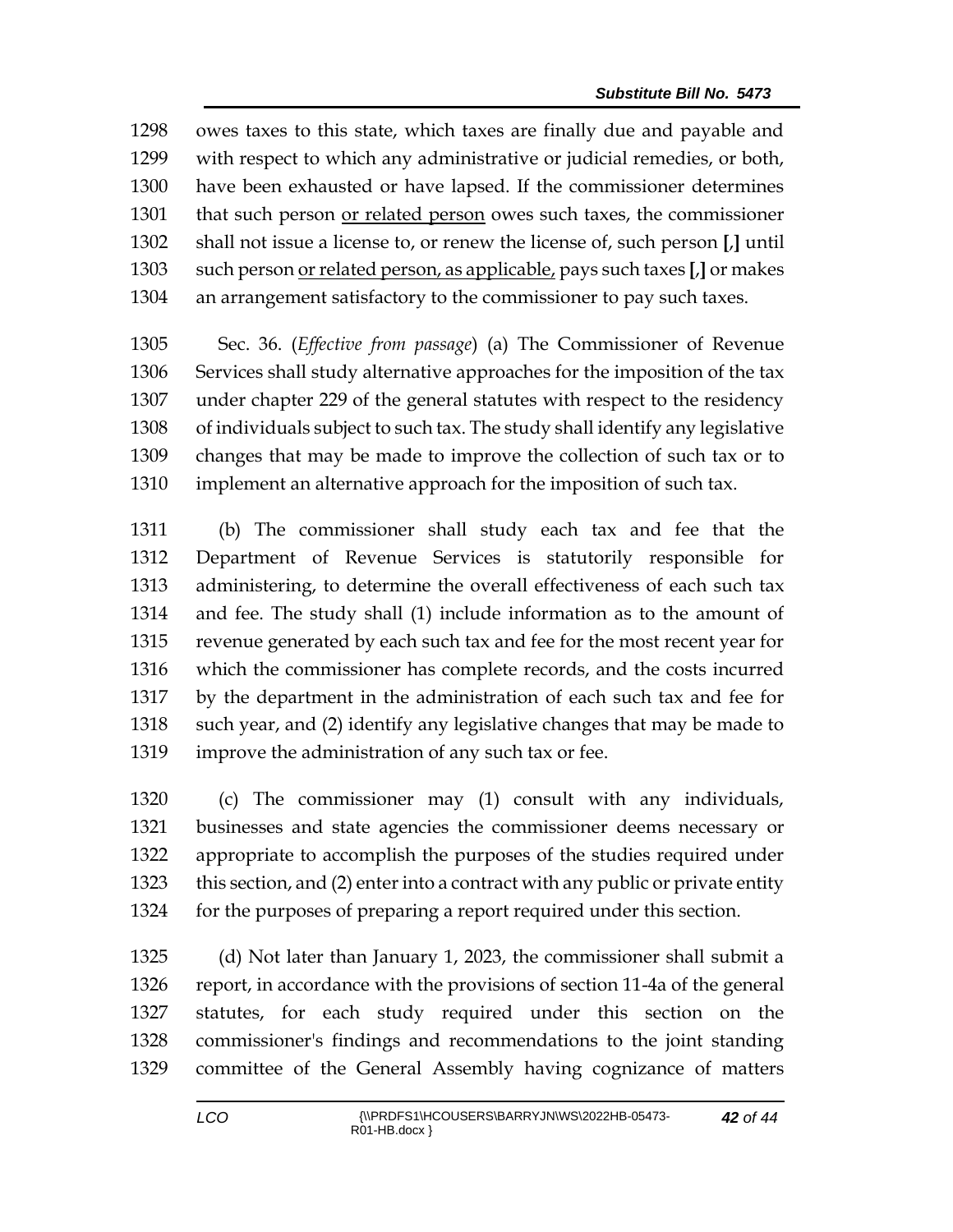owes taxes to this state, which taxes are finally due and payable and with respect to which any administrative or judicial remedies, or both, have been exhausted or have lapsed. If the commissioner determines that such person <u>or related person</u> owes such taxes, the commissioner shall not issue a license to, or renew the license of, such person **[**,**]** until such person <u>or related person, as applicable,</u> pays such taxes **[**,**]** or makes an arrangement satisfactory to the commissioner to pay such taxes.

Sec. 36. (*Effective from passage*) (a) The Commissioner of Revenue Services shall study alternative approaches for the imposition of the tax under chapter 229 of the general statutes with respect to the residency of individuals subject to such tax. The study shall identify any legislative changes that may be made to improve the collection of such tax or to implement an alternative approach for the imposition of such tax.

(b) The commissioner shall study each tax and fee that the Department of Revenue Services is statutorily responsible for administering, to determine the overall effectiveness of each such tax and fee. The study shall (1) include information as to the amount of revenue generated by each such tax and fee for the most recent year for which the commissioner has complete records, and the costs incurred by the department in the administration of each such tax and fee for such year, and (2) identify any legislative changes that may be made to improve the administration of any such tax or fee.

(c) The commissioner may (1) consult with any individuals, businesses and state agencies the commissioner deems necessary or appropriate to accomplish the purposes of the studies required under this section, and (2) enter into a contract with any public or private entity for the purposes of preparing a report required under this section.

(d) Not later than January 1, 2023, the commissioner shall submit a report, in accordance with the provisions of section 11-4a of the general statutes, for each study required under this section on the commissioner's findings and recommendations to the joint standing committee of the General Assembly having cognizance of matters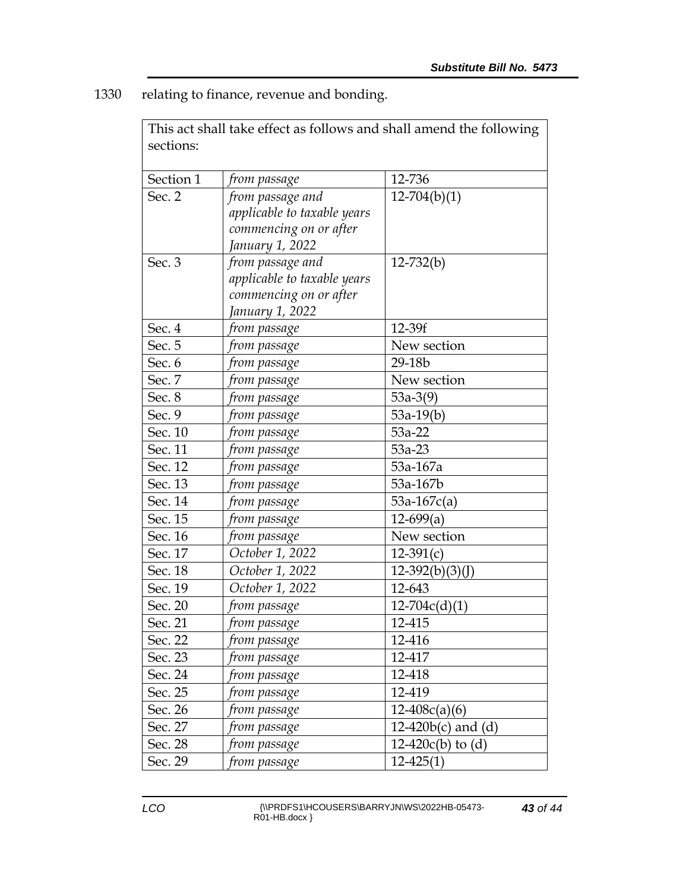1330 relating to finance, revenue and bonding.

| This act shall take effect as follows and shall amend the following sections: | | |
|---|---|---|
| Section 1 | *from passage* | 12-736 |
| Sec. 2 | *from passage and applicable to taxable years commencing on or after January 1, 2022* | 12-704(b)(1) |
| Sec. 3 | *from passage and applicable to taxable years commencing on or after January 1, 2022* | 12-732(b) |
| Sec. 4 | *from passage* | 12-39f |
| Sec. 5 | *from passage* | New section |
| Sec. 6 | *from passage* | 29-18b |
| Sec. 7 | *from passage* | New section |
| Sec. 8 | *from passage* | 53a-3(9) |
| Sec. 9 | *from passage* | 53a-19(b) |
| Sec. 10 | *from passage* | 53a-22 |
| Sec. 11 | *from passage* | 53a-23 |
| Sec. 12 | *from passage* | 53a-167a |
| Sec. 13 | *from passage* | 53a-167b |
| Sec. 14 | *from passage* | 53a-167c(a) |
| Sec. 15 | *from passage* | 12-699(a) |
| Sec. 16 | *from passage* | New section |
| Sec. 17 | *October 1, 2022* | 12-391(c) |
| Sec. 18 | *October 1, 2022* | 12-392(b)(3)(J) |
| Sec. 19 | *October 1, 2022* | 12-643 |
| Sec. 20 | *from passage* | 12-704c(d)(1) |
| Sec. 21 | *from passage* | 12-415 |
| Sec. 22 | *from passage* | 12-416 |
| Sec. 23 | *from passage* | 12-417 |
| Sec. 24 | *from passage* | 12-418 |
| Sec. 25 | *from passage* | 12-419 |
| Sec. 26 | *from passage* | 12-408c(a)(6) |
| Sec. 27 | *from passage* | 12-420b(c) and (d) |
| Sec. 28 | *from passage* | 12-420c(b) to (d) |
| Sec. 29 | *from passage* | 12-425(1) |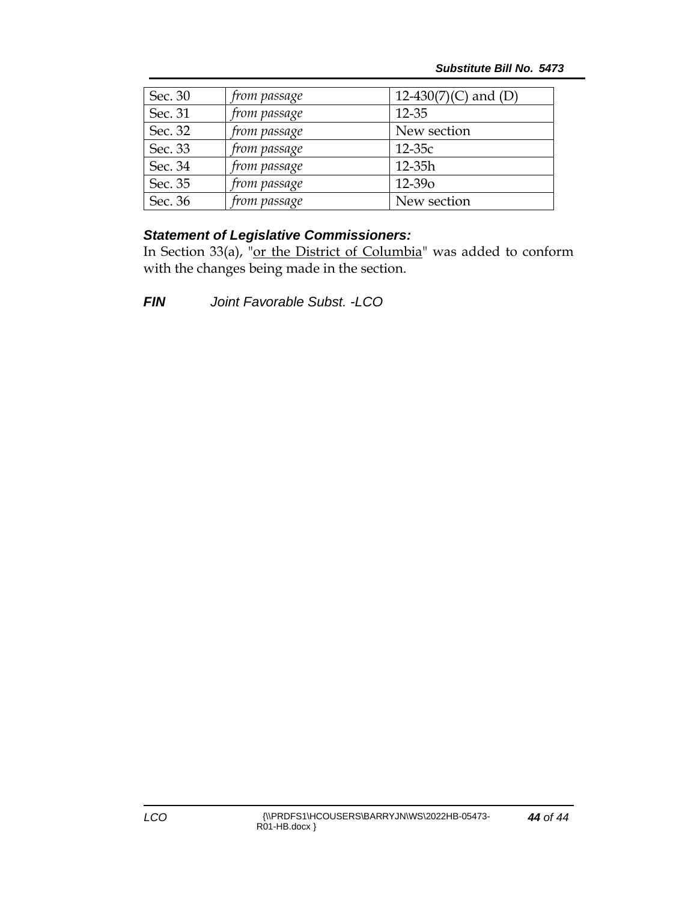| | | |
|---|---|---|
| Sec. 30 | *from passage* | 12-430(7)(C) and (D) |
| Sec. 31 | *from passage* | 12-35 |
| Sec. 32 | *from passage* | New section |
| Sec. 33 | *from passage* | 12-35c |
| Sec. 34 | *from passage* | 12-35h |
| Sec. 35 | *from passage* | 12-39o |
| Sec. 36 | *from passage* | New section |

***Statement of Legislative Commissioners:***

In Section 33(a), "<u>or the District of Columbia</u>" was added to conform with the changes being made in the section.

***FIN*** *Joint Favorable Subst. -LCO*